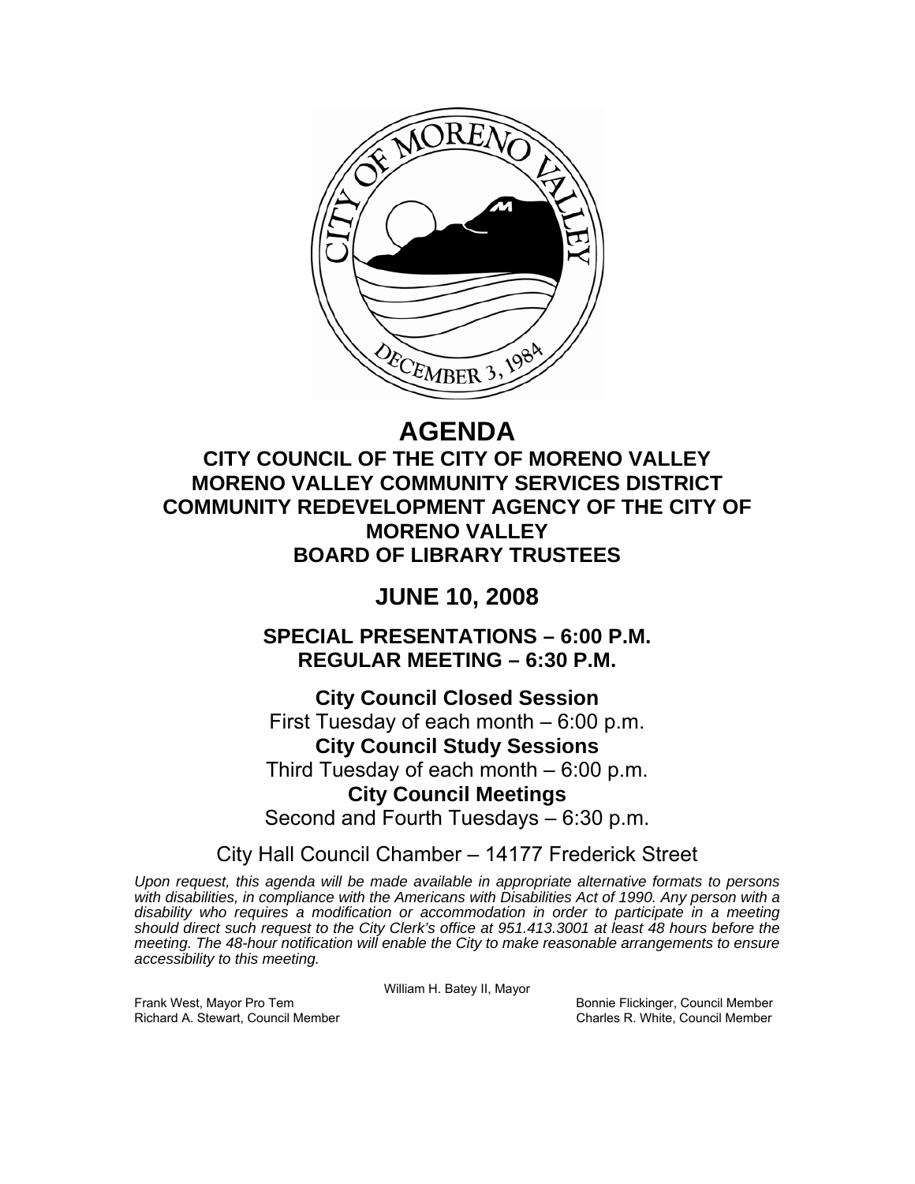# AGENDA

## CITY COUNCIL OF THE CITY OF MORENO VALLEY
## MORENO VALLEY COMMUNITY SERVICES DISTRICT
## COMMUNITY REDEVELOPMENT AGENCY OF THE CITY OF MORENO VALLEY
## BOARD OF LIBRARY TRUSTEES

# JUNE 10, 2008

### SPECIAL PRESENTATIONS – 6:00 P.M.
### REGULAR MEETING – 6:30 P.M.

**City Council Closed Session**
First Tuesday of each month – 6:00 p.m.

**City Council Study Sessions**
Third Tuesday of each month – 6:00 p.m.

**City Council Meetings**
Second and Fourth Tuesdays – 6:30 p.m.

City Hall Council Chamber – 14177 Frederick Street

*Upon request, this agenda will be made available in appropriate alternative formats to persons with disabilities, in compliance with the Americans with Disabilities Act of 1990. Any person with a disability who requires a modification or accommodation in order to participate in a meeting should direct such request to the City Clerk's office at 951.413.3001 at least 48 hours before the meeting. The 48-hour notification will enable the City to make reasonable arrangements to ensure accessibility to this meeting.*

William H. Batey II, Mayor

Frank West, Mayor Pro Tem
Richard A. Stewart, Council Member
Bonnie Flickinger, Council Member
Charles R. White, Council Member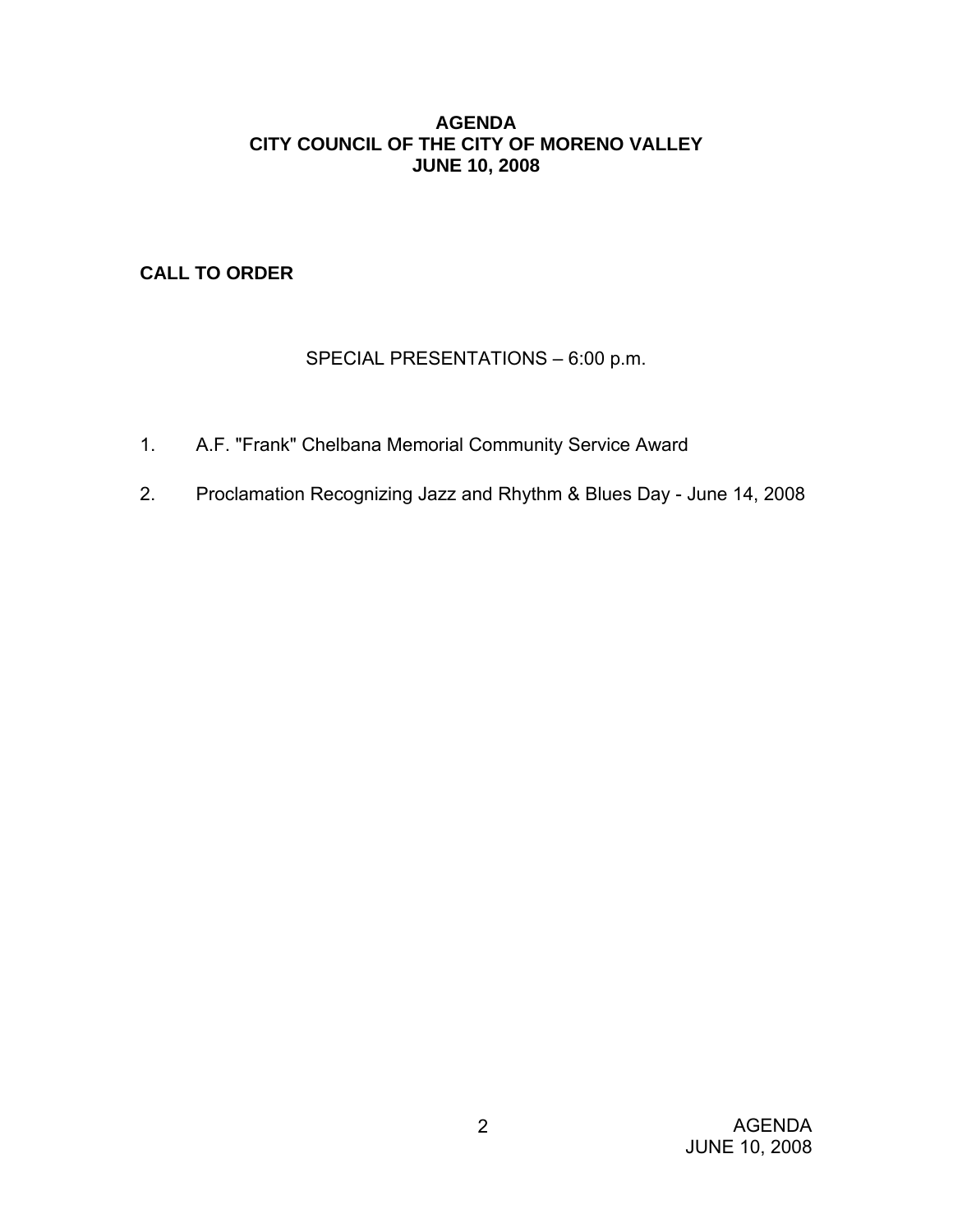**AGENDA**
**CITY COUNCIL OF THE CITY OF MORENO VALLEY**
**JUNE 10, 2008**

## CALL TO ORDER

SPECIAL PRESENTATIONS – 6:00 p.m.

1. A.F. "Frank" Chelbana Memorial Community Service Award

2. Proclamation Recognizing Jazz and Rhythm & Blues Day - June 14, 2008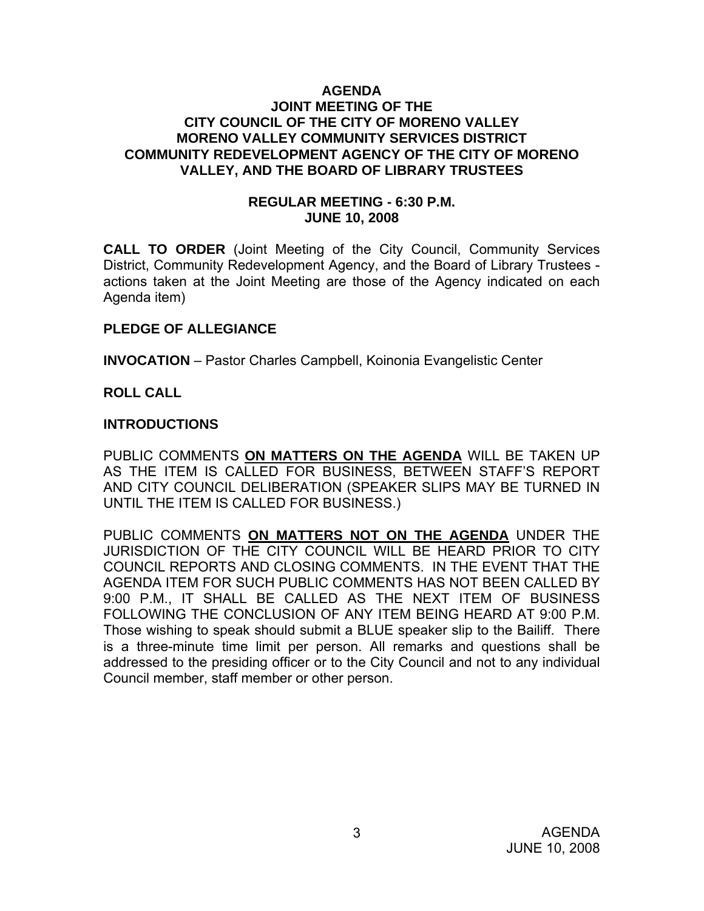# AGENDA
## JOINT MEETING OF THE CITY COUNCIL OF THE CITY OF MORENO VALLEY MORENO VALLEY COMMUNITY SERVICES DISTRICT COMMUNITY REDEVELOPMENT AGENCY OF THE CITY OF MORENO VALLEY, AND THE BOARD OF LIBRARY TRUSTEES

### REGULAR MEETING - 6:30 P.M.
### JUNE 10, 2008

**CALL TO ORDER** (Joint Meeting of the City Council, Community Services District, Community Redevelopment Agency, and the Board of Library Trustees - actions taken at the Joint Meeting are those of the Agency indicated on each Agenda item)

**PLEDGE OF ALLEGIANCE**

**INVOCATION** – Pastor Charles Campbell, Koinonia Evangelistic Center

**ROLL CALL**

**INTRODUCTIONS**

PUBLIC COMMENTS **ON MATTERS ON THE AGENDA** WILL BE TAKEN UP AS THE ITEM IS CALLED FOR BUSINESS, BETWEEN STAFF'S REPORT AND CITY COUNCIL DELIBERATION (SPEAKER SLIPS MAY BE TURNED IN UNTIL THE ITEM IS CALLED FOR BUSINESS.)

PUBLIC COMMENTS **ON MATTERS NOT ON THE AGENDA** UNDER THE JURISDICTION OF THE CITY COUNCIL WILL BE HEARD PRIOR TO CITY COUNCIL REPORTS AND CLOSING COMMENTS. IN THE EVENT THAT THE AGENDA ITEM FOR SUCH PUBLIC COMMENTS HAS NOT BEEN CALLED BY 9:00 P.M., IT SHALL BE CALLED AS THE NEXT ITEM OF BUSINESS FOLLOWING THE CONCLUSION OF ANY ITEM BEING HEARD AT 9:00 P.M. Those wishing to speak should submit a BLUE speaker slip to the Bailiff. There is a three-minute time limit per person. All remarks and questions shall be addressed to the presiding officer or to the City Council and not to any individual Council member, staff member or other person.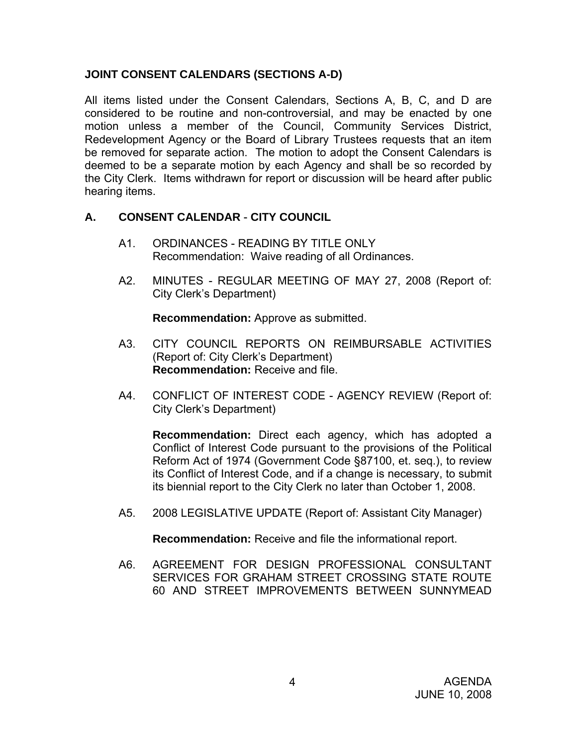## JOINT CONSENT CALENDARS (SECTIONS A-D)

All items listed under the Consent Calendars, Sections A, B, C, and D are considered to be routine and non-controversial, and may be enacted by one motion unless a member of the Council, Community Services District, Redevelopment Agency or the Board of Library Trustees requests that an item be removed for separate action. The motion to adopt the Consent Calendars is deemed to be a separate motion by each Agency and shall be so recorded by the City Clerk. Items withdrawn for report or discussion will be heard after public hearing items.

### A. CONSENT CALENDAR - CITY COUNCIL

A1. ORDINANCES - READING BY TITLE ONLY
Recommendation: Waive reading of all Ordinances.

A2. MINUTES - REGULAR MEETING OF MAY 27, 2008 (Report of: City Clerk's Department)

**Recommendation:** Approve as submitted.

A3. CITY COUNCIL REPORTS ON REIMBURSABLE ACTIVITIES (Report of: City Clerk's Department)
**Recommendation:** Receive and file.

A4. CONFLICT OF INTEREST CODE - AGENCY REVIEW (Report of: City Clerk's Department)

**Recommendation:** Direct each agency, which has adopted a Conflict of Interest Code pursuant to the provisions of the Political Reform Act of 1974 (Government Code §87100, et. seq.), to review its Conflict of Interest Code, and if a change is necessary, to submit its biennial report to the City Clerk no later than October 1, 2008.

A5. 2008 LEGISLATIVE UPDATE (Report of: Assistant City Manager)

**Recommendation:** Receive and file the informational report.

A6. AGREEMENT FOR DESIGN PROFESSIONAL CONSULTANT SERVICES FOR GRAHAM STREET CROSSING STATE ROUTE 60 AND STREET IMPROVEMENTS BETWEEN SUNNYMEAD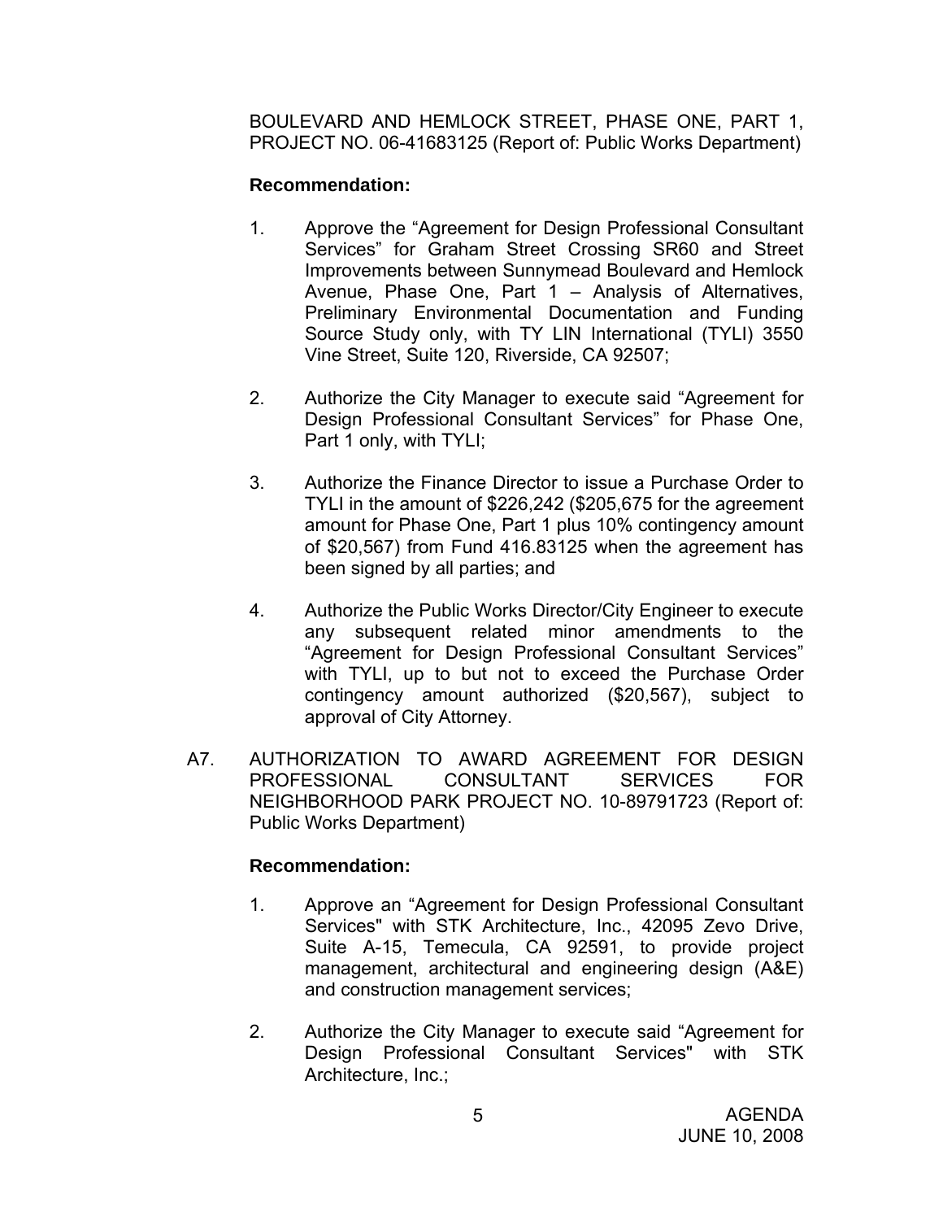BOULEVARD AND HEMLOCK STREET, PHASE ONE, PART 1, PROJECT NO. 06-41683125 (Report of: Public Works Department)

**Recommendation:**

1. Approve the "Agreement for Design Professional Consultant Services" for Graham Street Crossing SR60 and Street Improvements between Sunnymead Boulevard and Hemlock Avenue, Phase One, Part 1 – Analysis of Alternatives, Preliminary Environmental Documentation and Funding Source Study only, with TY LIN International (TYLI) 3550 Vine Street, Suite 120, Riverside, CA 92507;

2. Authorize the City Manager to execute said "Agreement for Design Professional Consultant Services" for Phase One, Part 1 only, with TYLI;

3. Authorize the Finance Director to issue a Purchase Order to TYLI in the amount of $226,242 ($205,675 for the agreement amount for Phase One, Part 1 plus 10% contingency amount of $20,567) from Fund 416.83125 when the agreement has been signed by all parties; and

4. Authorize the Public Works Director/City Engineer to execute any subsequent related minor amendments to the "Agreement for Design Professional Consultant Services" with TYLI, up to but not to exceed the Purchase Order contingency amount authorized ($20,567), subject to approval of City Attorney.

A7. AUTHORIZATION TO AWARD AGREEMENT FOR DESIGN PROFESSIONAL CONSULTANT SERVICES FOR NEIGHBORHOOD PARK PROJECT NO. 10-89791723 (Report of: Public Works Department)

**Recommendation:**

1. Approve an "Agreement for Design Professional Consultant Services" with STK Architecture, Inc., 42095 Zevo Drive, Suite A-15, Temecula, CA 92591, to provide project management, architectural and engineering design (A&E) and construction management services;

2. Authorize the City Manager to execute said "Agreement for Design Professional Consultant Services" with STK Architecture, Inc.;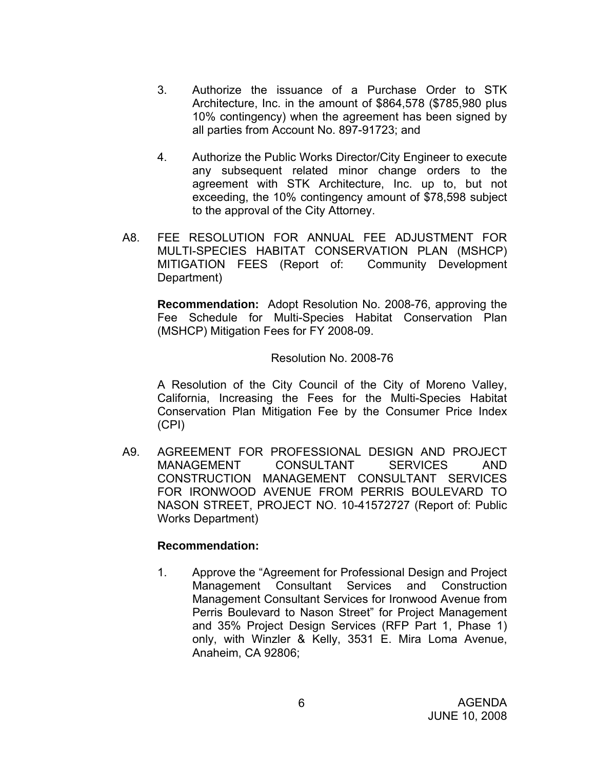3. Authorize the issuance of a Purchase Order to STK Architecture, Inc. in the amount of $864,578 ($785,980 plus 10% contingency) when the agreement has been signed by all parties from Account No. 897-91723; and

4. Authorize the Public Works Director/City Engineer to execute any subsequent related minor change orders to the agreement with STK Architecture, Inc. up to, but not exceeding, the 10% contingency amount of $78,598 subject to the approval of the City Attorney.

A8. FEE RESOLUTION FOR ANNUAL FEE ADJUSTMENT FOR MULTI-SPECIES HABITAT CONSERVATION PLAN (MSHCP) MITIGATION FEES (Report of: Community Development Department)

**Recommendation:** Adopt Resolution No. 2008-76, approving the Fee Schedule for Multi-Species Habitat Conservation Plan (MSHCP) Mitigation Fees for FY 2008-09.

Resolution No. 2008-76

A Resolution of the City Council of the City of Moreno Valley, California, Increasing the Fees for the Multi-Species Habitat Conservation Plan Mitigation Fee by the Consumer Price Index (CPI)

A9. AGREEMENT FOR PROFESSIONAL DESIGN AND PROJECT MANAGEMENT CONSULTANT SERVICES AND CONSTRUCTION MANAGEMENT CONSULTANT SERVICES FOR IRONWOOD AVENUE FROM PERRIS BOULEVARD TO NASON STREET, PROJECT NO. 10-41572727 (Report of: Public Works Department)

**Recommendation:**

1. Approve the "Agreement for Professional Design and Project Management Consultant Services and Construction Management Consultant Services for Ironwood Avenue from Perris Boulevard to Nason Street" for Project Management and 35% Project Design Services (RFP Part 1, Phase 1) only, with Winzler & Kelly, 3531 E. Mira Loma Avenue, Anaheim, CA 92806;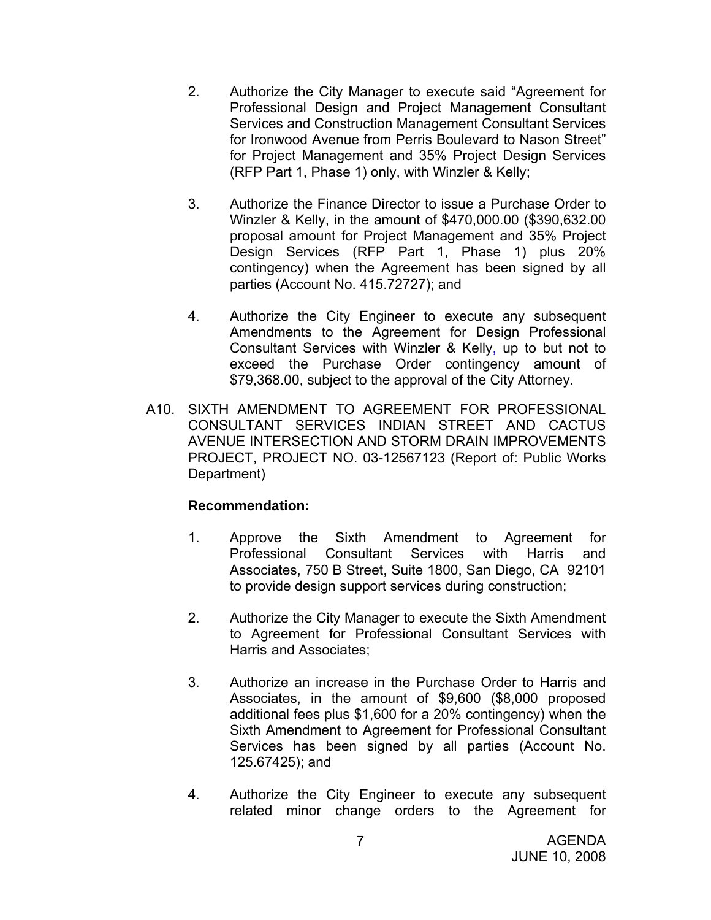2. Authorize the City Manager to execute said "Agreement for Professional Design and Project Management Consultant Services and Construction Management Consultant Services for Ironwood Avenue from Perris Boulevard to Nason Street" for Project Management and 35% Project Design Services (RFP Part 1, Phase 1) only, with Winzler & Kelly;

3. Authorize the Finance Director to issue a Purchase Order to Winzler & Kelly, in the amount of $470,000.00 ($390,632.00 proposal amount for Project Management and 35% Project Design Services (RFP Part 1, Phase 1) plus 20% contingency) when the Agreement has been signed by all parties (Account No. 415.72727); and

4. Authorize the City Engineer to execute any subsequent Amendments to the Agreement for Design Professional Consultant Services with Winzler & Kelly, up to but not to exceed the Purchase Order contingency amount of $79,368.00, subject to the approval of the City Attorney.

A10. SIXTH AMENDMENT TO AGREEMENT FOR PROFESSIONAL CONSULTANT SERVICES INDIAN STREET AND CACTUS AVENUE INTERSECTION AND STORM DRAIN IMPROVEMENTS PROJECT, PROJECT NO. 03-12567123 (Report of: Public Works Department)

**Recommendation:**

1. Approve the Sixth Amendment to Agreement for Professional Consultant Services with Harris and Associates, 750 B Street, Suite 1800, San Diego, CA 92101 to provide design support services during construction;

2. Authorize the City Manager to execute the Sixth Amendment to Agreement for Professional Consultant Services with Harris and Associates;

3. Authorize an increase in the Purchase Order to Harris and Associates, in the amount of $9,600 ($8,000 proposed additional fees plus $1,600 for a 20% contingency) when the Sixth Amendment to Agreement for Professional Consultant Services has been signed by all parties (Account No. 125.67425); and

4. Authorize the City Engineer to execute any subsequent related minor change orders to the Agreement for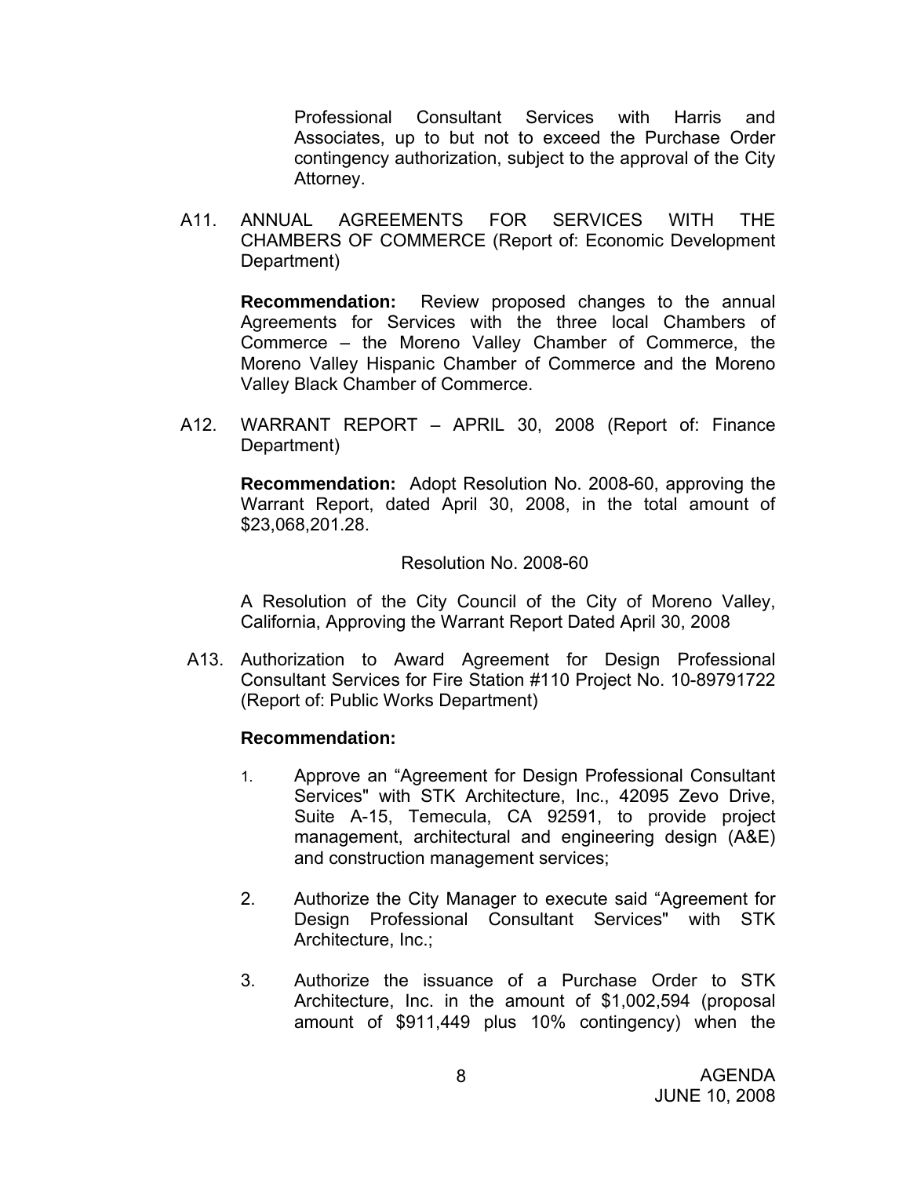Professional Consultant Services with Harris and Associates, up to but not to exceed the Purchase Order contingency authorization, subject to the approval of the City Attorney.

A11. ANNUAL AGREEMENTS FOR SERVICES WITH THE CHAMBERS OF COMMERCE (Report of: Economic Development Department)

**Recommendation:** Review proposed changes to the annual Agreements for Services with the three local Chambers of Commerce – the Moreno Valley Chamber of Commerce, the Moreno Valley Hispanic Chamber of Commerce and the Moreno Valley Black Chamber of Commerce.

A12. WARRANT REPORT – APRIL 30, 2008 (Report of: Finance Department)

**Recommendation:** Adopt Resolution No. 2008-60, approving the Warrant Report, dated April 30, 2008, in the total amount of $23,068,201.28.

Resolution No. 2008-60

A Resolution of the City Council of the City of Moreno Valley, California, Approving the Warrant Report Dated April 30, 2008

A13. Authorization to Award Agreement for Design Professional Consultant Services for Fire Station #110 Project No. 10-89791722 (Report of: Public Works Department)

**Recommendation:**

1. Approve an "Agreement for Design Professional Consultant Services" with STK Architecture, Inc., 42095 Zevo Drive, Suite A-15, Temecula, CA 92591, to provide project management, architectural and engineering design (A&E) and construction management services;

2. Authorize the City Manager to execute said "Agreement for Design Professional Consultant Services" with STK Architecture, Inc.;

3. Authorize the issuance of a Purchase Order to STK Architecture, Inc. in the amount of $1,002,594 (proposal amount of $911,449 plus 10% contingency) when the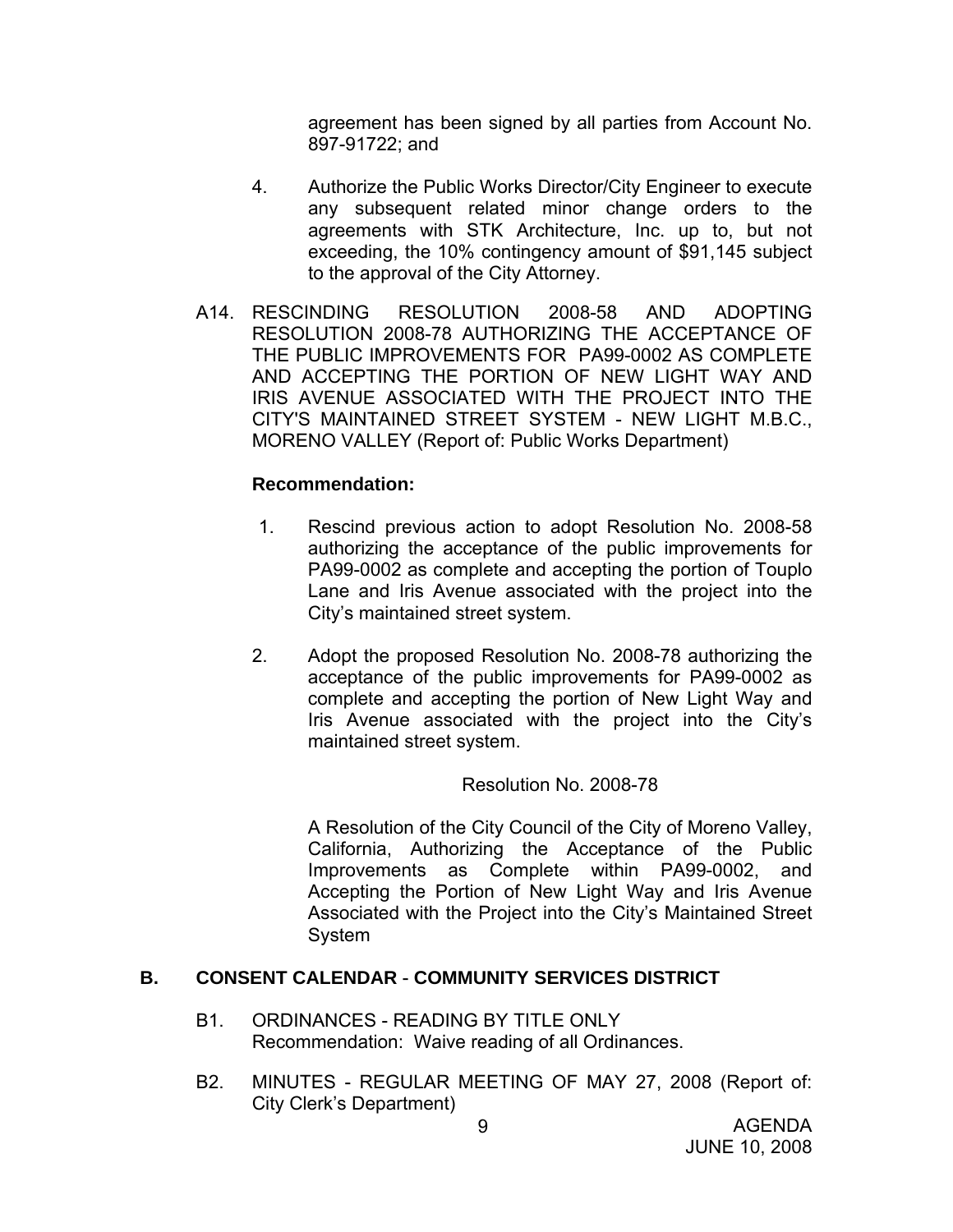agreement has been signed by all parties from Account No. 897-91722; and

4. Authorize the Public Works Director/City Engineer to execute any subsequent related minor change orders to the agreements with STK Architecture, Inc. up to, but not exceeding, the 10% contingency amount of $91,145 subject to the approval of the City Attorney.

A14. RESCINDING RESOLUTION 2008-58 AND ADOPTING RESOLUTION 2008-78 AUTHORIZING THE ACCEPTANCE OF THE PUBLIC IMPROVEMENTS FOR PA99-0002 AS COMPLETE AND ACCEPTING THE PORTION OF NEW LIGHT WAY AND IRIS AVENUE ASSOCIATED WITH THE PROJECT INTO THE CITY'S MAINTAINED STREET SYSTEM - NEW LIGHT M.B.C., MORENO VALLEY (Report of: Public Works Department)

**Recommendation:**

1. Rescind previous action to adopt Resolution No. 2008-58 authorizing the acceptance of the public improvements for PA99-0002 as complete and accepting the portion of Touplo Lane and Iris Avenue associated with the project into the City's maintained street system.

2. Adopt the proposed Resolution No. 2008-78 authorizing the acceptance of the public improvements for PA99-0002 as complete and accepting the portion of New Light Way and Iris Avenue associated with the project into the City's maintained street system.

Resolution No. 2008-78

A Resolution of the City Council of the City of Moreno Valley, California, Authorizing the Acceptance of the Public Improvements as Complete within PA99-0002, and Accepting the Portion of New Light Way and Iris Avenue Associated with the Project into the City's Maintained Street System

## B. CONSENT CALENDAR - COMMUNITY SERVICES DISTRICT

B1. ORDINANCES - READING BY TITLE ONLY
Recommendation: Waive reading of all Ordinances.

B2. MINUTES - REGULAR MEETING OF MAY 27, 2008 (Report of: City Clerk's Department)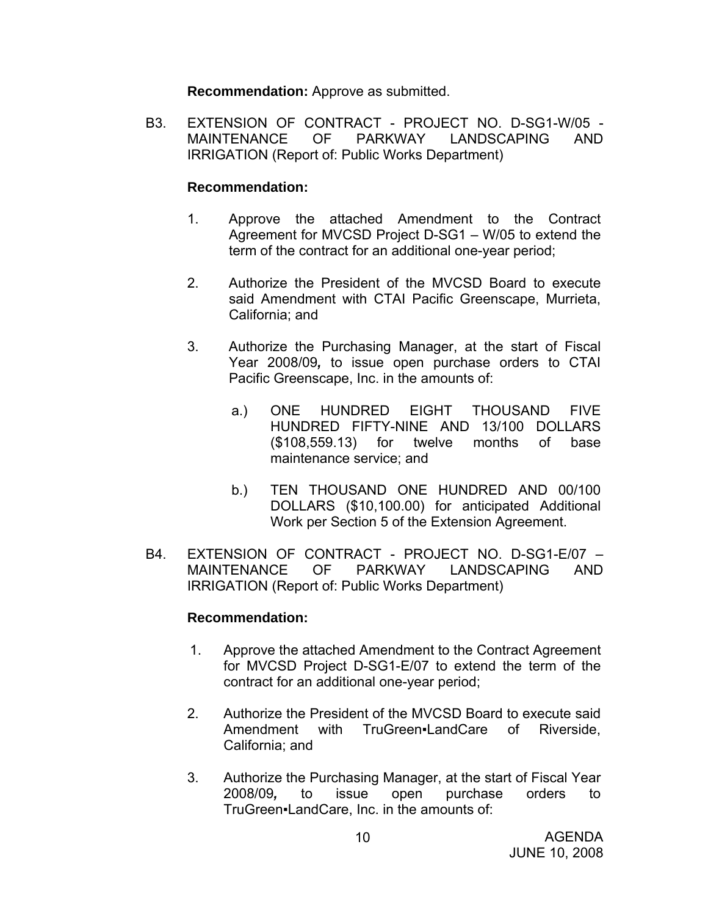**Recommendation:** Approve as submitted.

B3. EXTENSION OF CONTRACT - PROJECT NO. D-SG1-W/05 - MAINTENANCE OF PARKWAY LANDSCAPING AND IRRIGATION (Report of: Public Works Department)

**Recommendation:**

1. Approve the attached Amendment to the Contract Agreement for MVCSD Project D-SG1 – W/05 to extend the term of the contract for an additional one-year period;

2. Authorize the President of the MVCSD Board to execute said Amendment with CTAI Pacific Greenscape, Murrieta, California; and

3. Authorize the Purchasing Manager, at the start of Fiscal Year 2008/09**,** to issue open purchase orders to CTAI Pacific Greenscape, Inc. in the amounts of:

   a.) ONE HUNDRED EIGHT THOUSAND FIVE HUNDRED FIFTY-NINE AND 13/100 DOLLARS ($108,559.13) for twelve months of base maintenance service; and

   b.) TEN THOUSAND ONE HUNDRED AND 00/100 DOLLARS ($10,100.00) for anticipated Additional Work per Section 5 of the Extension Agreement.

B4. EXTENSION OF CONTRACT - PROJECT NO. D-SG1-E/07 – MAINTENANCE OF PARKWAY LANDSCAPING AND IRRIGATION (Report of: Public Works Department)

**Recommendation:**

1. Approve the attached Amendment to the Contract Agreement for MVCSD Project D-SG1-E/07 to extend the term of the contract for an additional one-year period;

2. Authorize the President of the MVCSD Board to execute said Amendment with TruGreen▪LandCare of Riverside, California; and

3. Authorize the Purchasing Manager, at the start of Fiscal Year 2008/09**,** to issue open purchase orders to TruGreen▪LandCare, Inc. in the amounts of: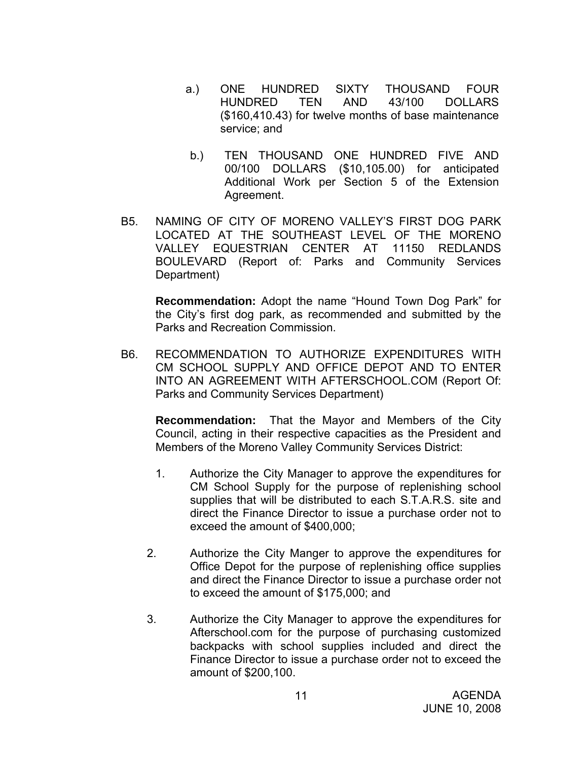a.) ONE HUNDRED SIXTY THOUSAND FOUR HUNDRED TEN AND 43/100 DOLLARS ($160,410.43) for twelve months of base maintenance service; and

b.) TEN THOUSAND ONE HUNDRED FIVE AND 00/100 DOLLARS ($10,105.00) for anticipated Additional Work per Section 5 of the Extension Agreement.

B5. NAMING OF CITY OF MORENO VALLEY'S FIRST DOG PARK LOCATED AT THE SOUTHEAST LEVEL OF THE MORENO VALLEY EQUESTRIAN CENTER AT 11150 REDLANDS BOULEVARD (Report of: Parks and Community Services Department)

**Recommendation:** Adopt the name "Hound Town Dog Park" for the City's first dog park, as recommended and submitted by the Parks and Recreation Commission.

B6. RECOMMENDATION TO AUTHORIZE EXPENDITURES WITH CM SCHOOL SUPPLY AND OFFICE DEPOT AND TO ENTER INTO AN AGREEMENT WITH AFTERSCHOOL.COM (Report Of: Parks and Community Services Department)

**Recommendation:** That the Mayor and Members of the City Council, acting in their respective capacities as the President and Members of the Moreno Valley Community Services District:

1. Authorize the City Manager to approve the expenditures for CM School Supply for the purpose of replenishing school supplies that will be distributed to each S.T.A.R.S. site and direct the Finance Director to issue a purchase order not to exceed the amount of $400,000;

2. Authorize the City Manger to approve the expenditures for Office Depot for the purpose of replenishing office supplies and direct the Finance Director to issue a purchase order not to exceed the amount of $175,000; and

3. Authorize the City Manager to approve the expenditures for Afterschool.com for the purpose of purchasing customized backpacks with school supplies included and direct the Finance Director to issue a purchase order not to exceed the amount of $200,100.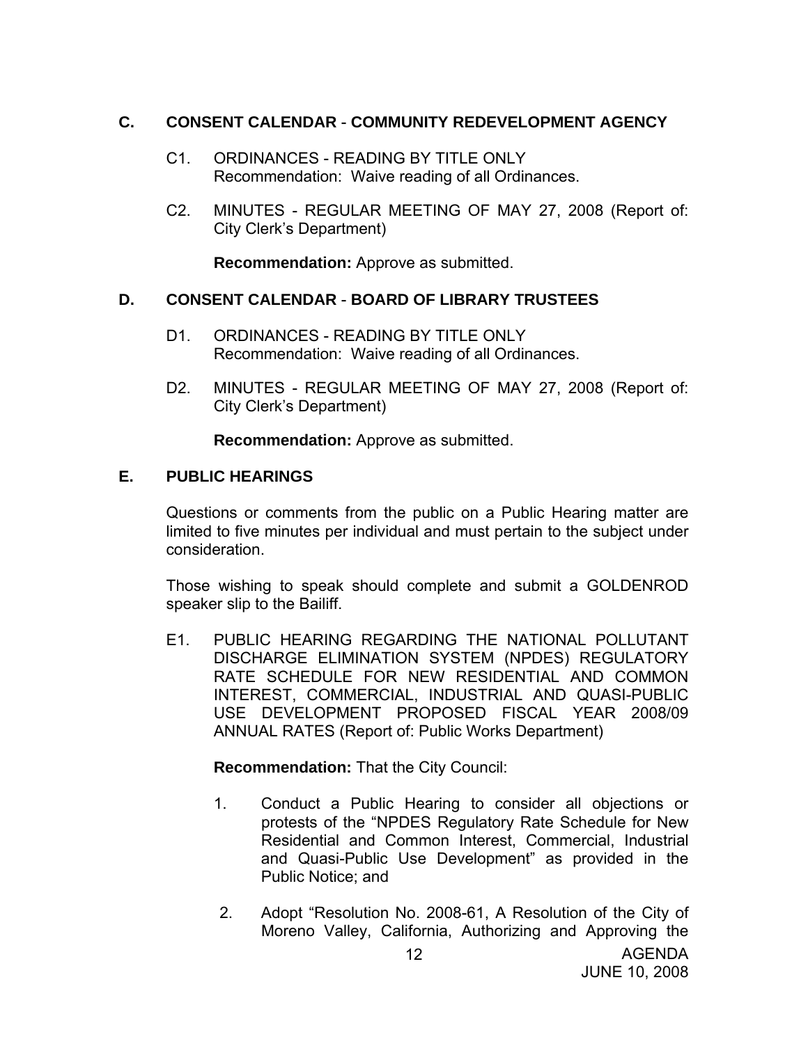## C. CONSENT CALENDAR - COMMUNITY REDEVELOPMENT AGENCY

C1. ORDINANCES - READING BY TITLE ONLY
Recommendation: Waive reading of all Ordinances.

C2. MINUTES - REGULAR MEETING OF MAY 27, 2008 (Report of: City Clerk's Department)

**Recommendation:** Approve as submitted.

## D. CONSENT CALENDAR - BOARD OF LIBRARY TRUSTEES

D1. ORDINANCES - READING BY TITLE ONLY
Recommendation: Waive reading of all Ordinances.

D2. MINUTES - REGULAR MEETING OF MAY 27, 2008 (Report of: City Clerk's Department)

**Recommendation:** Approve as submitted.

## E. PUBLIC HEARINGS

Questions or comments from the public on a Public Hearing matter are limited to five minutes per individual and must pertain to the subject under consideration.

Those wishing to speak should complete and submit a GOLDENROD speaker slip to the Bailiff.

E1. PUBLIC HEARING REGARDING THE NATIONAL POLLUTANT DISCHARGE ELIMINATION SYSTEM (NPDES) REGULATORY RATE SCHEDULE FOR NEW RESIDENTIAL AND COMMON INTEREST, COMMERCIAL, INDUSTRIAL AND QUASI-PUBLIC USE DEVELOPMENT PROPOSED FISCAL YEAR 2008/09 ANNUAL RATES (Report of: Public Works Department)

**Recommendation:** That the City Council:

1. Conduct a Public Hearing to consider all objections or protests of the "NPDES Regulatory Rate Schedule for New Residential and Common Interest, Commercial, Industrial and Quasi-Public Use Development" as provided in the Public Notice; and

2. Adopt "Resolution No. 2008-61, A Resolution of the City of Moreno Valley, California, Authorizing and Approving the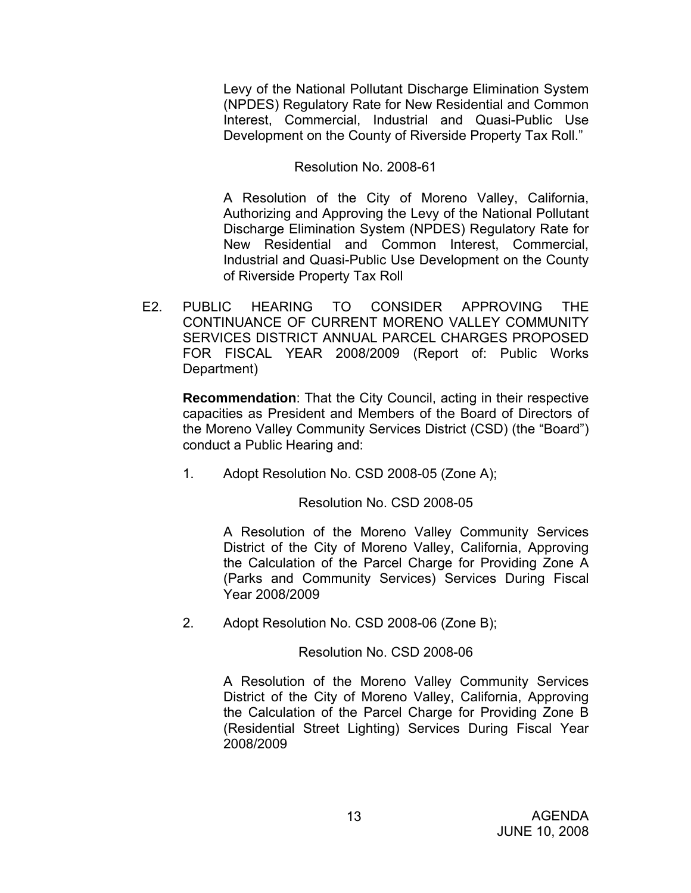Levy of the National Pollutant Discharge Elimination System (NPDES) Regulatory Rate for New Residential and Common Interest, Commercial, Industrial and Quasi-Public Use Development on the County of Riverside Property Tax Roll."

Resolution No. 2008-61

A Resolution of the City of Moreno Valley, California, Authorizing and Approving the Levy of the National Pollutant Discharge Elimination System (NPDES) Regulatory Rate for New Residential and Common Interest, Commercial, Industrial and Quasi-Public Use Development on the County of Riverside Property Tax Roll

E2. PUBLIC HEARING TO CONSIDER APPROVING THE CONTINUANCE OF CURRENT MORENO VALLEY COMMUNITY SERVICES DISTRICT ANNUAL PARCEL CHARGES PROPOSED FOR FISCAL YEAR 2008/2009 (Report of: Public Works Department)

**Recommendation**: That the City Council, acting in their respective capacities as President and Members of the Board of Directors of the Moreno Valley Community Services District (CSD) (the "Board") conduct a Public Hearing and:

1. Adopt Resolution No. CSD 2008-05 (Zone A);

   Resolution No. CSD 2008-05

   A Resolution of the Moreno Valley Community Services District of the City of Moreno Valley, California, Approving the Calculation of the Parcel Charge for Providing Zone A (Parks and Community Services) Services During Fiscal Year 2008/2009

2. Adopt Resolution No. CSD 2008-06 (Zone B);

   Resolution No. CSD 2008-06

   A Resolution of the Moreno Valley Community Services District of the City of Moreno Valley, California, Approving the Calculation of the Parcel Charge for Providing Zone B (Residential Street Lighting) Services During Fiscal Year 2008/2009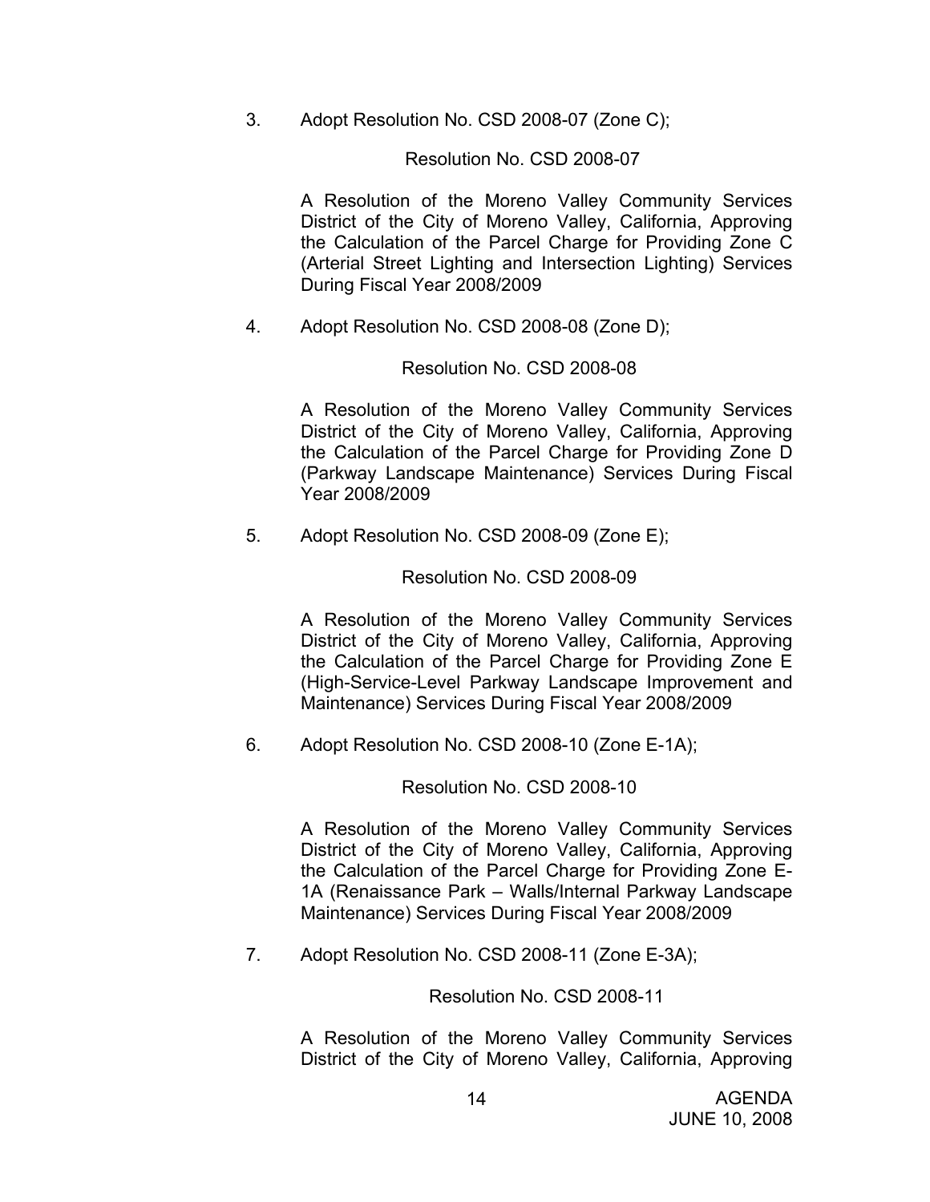3. Adopt Resolution No. CSD 2008-07 (Zone C);

   Resolution No. CSD 2008-07

   A Resolution of the Moreno Valley Community Services District of the City of Moreno Valley, California, Approving the Calculation of the Parcel Charge for Providing Zone C (Arterial Street Lighting and Intersection Lighting) Services During Fiscal Year 2008/2009

4. Adopt Resolution No. CSD 2008-08 (Zone D);

   Resolution No. CSD 2008-08

   A Resolution of the Moreno Valley Community Services District of the City of Moreno Valley, California, Approving the Calculation of the Parcel Charge for Providing Zone D (Parkway Landscape Maintenance) Services During Fiscal Year 2008/2009

5. Adopt Resolution No. CSD 2008-09 (Zone E);

   Resolution No. CSD 2008-09

   A Resolution of the Moreno Valley Community Services District of the City of Moreno Valley, California, Approving the Calculation of the Parcel Charge for Providing Zone E (High-Service-Level Parkway Landscape Improvement and Maintenance) Services During Fiscal Year 2008/2009

6. Adopt Resolution No. CSD 2008-10 (Zone E-1A);

   Resolution No. CSD 2008-10

   A Resolution of the Moreno Valley Community Services District of the City of Moreno Valley, California, Approving the Calculation of the Parcel Charge for Providing Zone E-1A (Renaissance Park – Walls/Internal Parkway Landscape Maintenance) Services During Fiscal Year 2008/2009

7. Adopt Resolution No. CSD 2008-11 (Zone E-3A);

   Resolution No. CSD 2008-11

   A Resolution of the Moreno Valley Community Services District of the City of Moreno Valley, California, Approving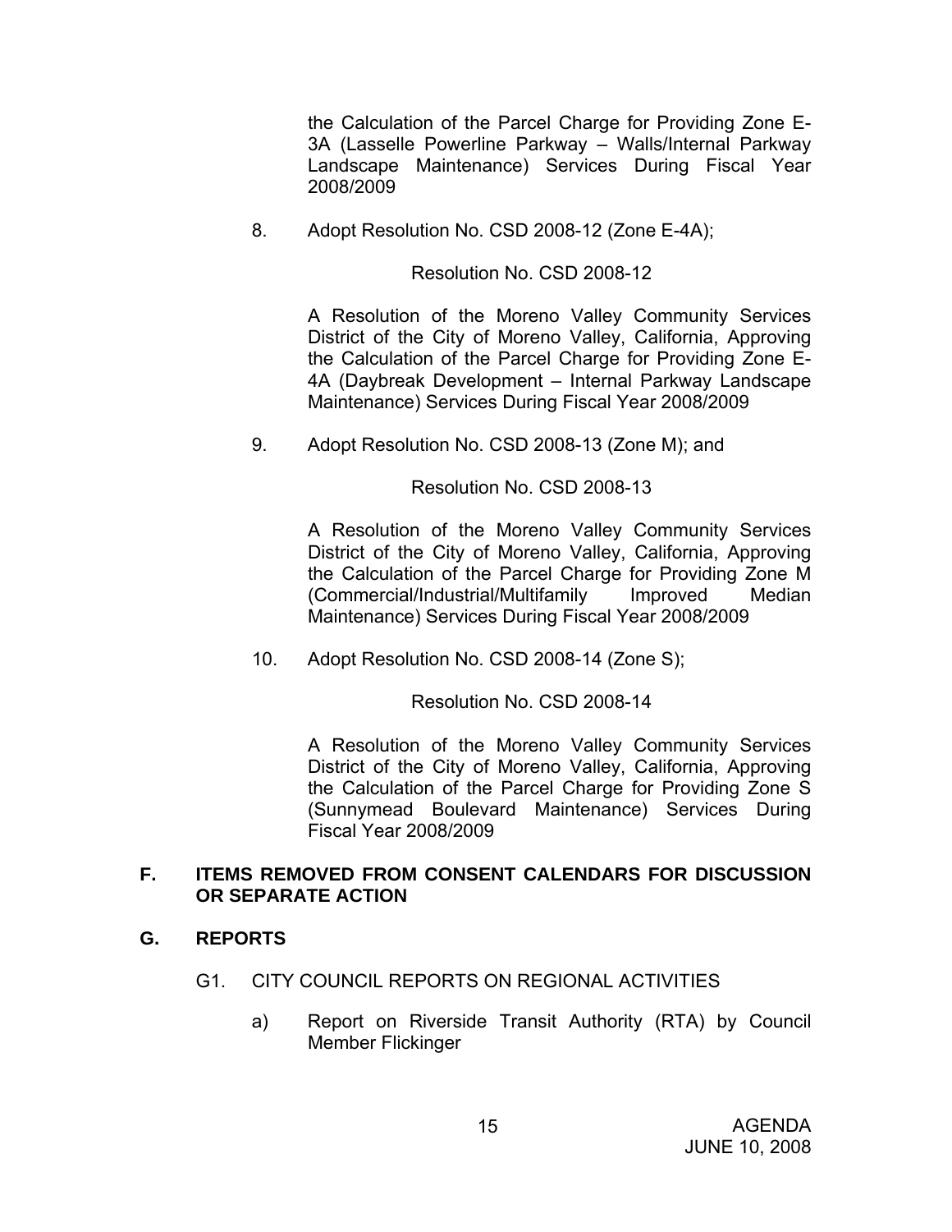the Calculation of the Parcel Charge for Providing Zone E-3A (Lasselle Powerline Parkway – Walls/Internal Parkway Landscape Maintenance) Services During Fiscal Year 2008/2009

8. Adopt Resolution No. CSD 2008-12 (Zone E-4A);

Resolution No. CSD 2008-12

A Resolution of the Moreno Valley Community Services District of the City of Moreno Valley, California, Approving the Calculation of the Parcel Charge for Providing Zone E-4A (Daybreak Development – Internal Parkway Landscape Maintenance) Services During Fiscal Year 2008/2009

9. Adopt Resolution No. CSD 2008-13 (Zone M); and

Resolution No. CSD 2008-13

A Resolution of the Moreno Valley Community Services District of the City of Moreno Valley, California, Approving the Calculation of the Parcel Charge for Providing Zone M (Commercial/Industrial/Multifamily Improved Median Maintenance) Services During Fiscal Year 2008/2009

10. Adopt Resolution No. CSD 2008-14 (Zone S);

Resolution No. CSD 2008-14

A Resolution of the Moreno Valley Community Services District of the City of Moreno Valley, California, Approving the Calculation of the Parcel Charge for Providing Zone S (Sunnymead Boulevard Maintenance) Services During Fiscal Year 2008/2009

## F. ITEMS REMOVED FROM CONSENT CALENDARS FOR DISCUSSION OR SEPARATE ACTION

## G. REPORTS

G1. CITY COUNCIL REPORTS ON REGIONAL ACTIVITIES

a) Report on Riverside Transit Authority (RTA) by Council Member Flickinger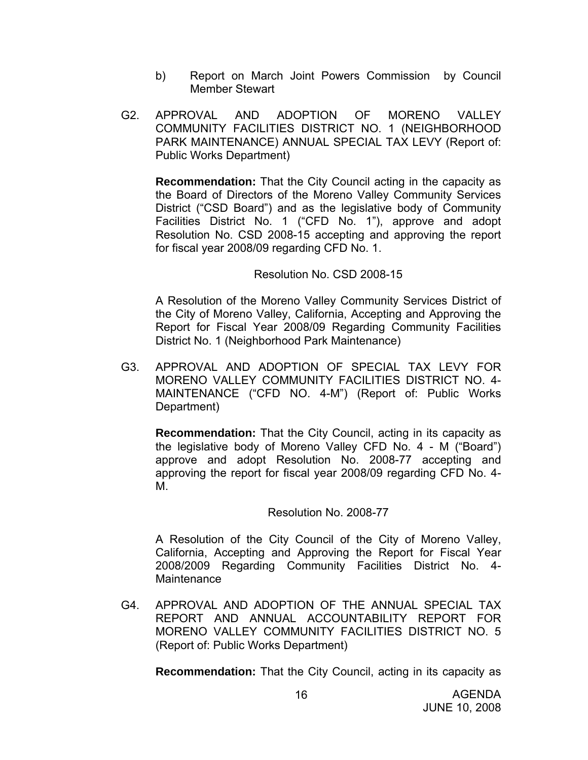b) Report on March Joint Powers Commission by Council Member Stewart

G2. APPROVAL AND ADOPTION OF MORENO VALLEY COMMUNITY FACILITIES DISTRICT NO. 1 (NEIGHBORHOOD PARK MAINTENANCE) ANNUAL SPECIAL TAX LEVY (Report of: Public Works Department)

**Recommendation:** That the City Council acting in the capacity as the Board of Directors of the Moreno Valley Community Services District ("CSD Board") and as the legislative body of Community Facilities District No. 1 ("CFD No. 1"), approve and adopt Resolution No. CSD 2008-15 accepting and approving the report for fiscal year 2008/09 regarding CFD No. 1.

Resolution No. CSD 2008-15

A Resolution of the Moreno Valley Community Services District of the City of Moreno Valley, California, Accepting and Approving the Report for Fiscal Year 2008/09 Regarding Community Facilities District No. 1 (Neighborhood Park Maintenance)

G3. APPROVAL AND ADOPTION OF SPECIAL TAX LEVY FOR MORENO VALLEY COMMUNITY FACILITIES DISTRICT NO. 4-MAINTENANCE ("CFD NO. 4-M") (Report of: Public Works Department)

**Recommendation:** That the City Council, acting in its capacity as the legislative body of Moreno Valley CFD No. 4 - M ("Board") approve and adopt Resolution No. 2008-77 accepting and approving the report for fiscal year 2008/09 regarding CFD No. 4-M.

Resolution No. 2008-77

A Resolution of the City Council of the City of Moreno Valley, California, Accepting and Approving the Report for Fiscal Year 2008/2009 Regarding Community Facilities District No. 4-Maintenance

G4. APPROVAL AND ADOPTION OF THE ANNUAL SPECIAL TAX REPORT AND ANNUAL ACCOUNTABILITY REPORT FOR MORENO VALLEY COMMUNITY FACILITIES DISTRICT NO. 5 (Report of: Public Works Department)

**Recommendation:** That the City Council, acting in its capacity as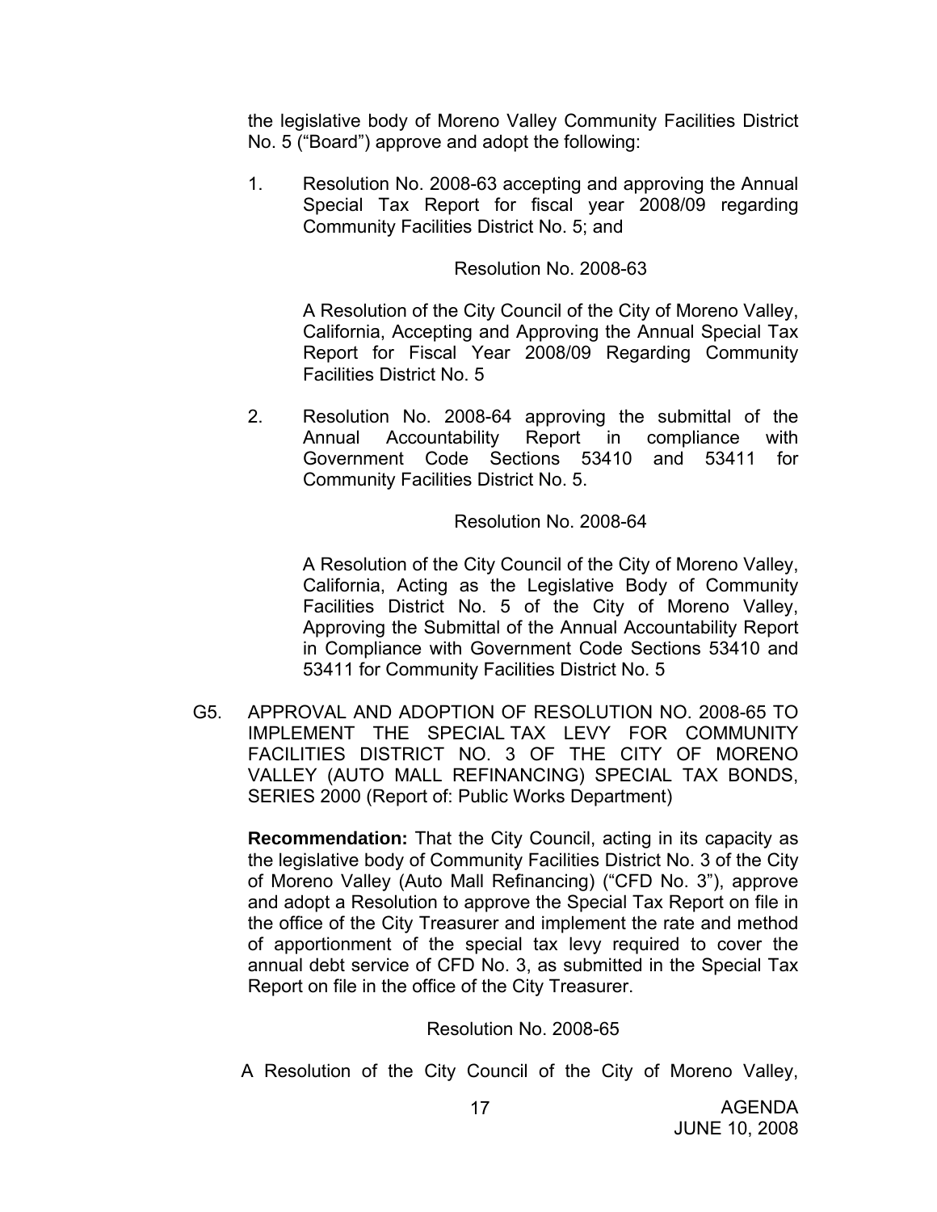the legislative body of Moreno Valley Community Facilities District No. 5 ("Board") approve and adopt the following:

1. Resolution No. 2008-63 accepting and approving the Annual Special Tax Report for fiscal year 2008/09 regarding Community Facilities District No. 5; and

   Resolution No. 2008-63

   A Resolution of the City Council of the City of Moreno Valley, California, Accepting and Approving the Annual Special Tax Report for Fiscal Year 2008/09 Regarding Community Facilities District No. 5

2. Resolution No. 2008-64 approving the submittal of the Annual Accountability Report in compliance with Government Code Sections 53410 and 53411 for Community Facilities District No. 5.

   Resolution No. 2008-64

   A Resolution of the City Council of the City of Moreno Valley, California, Acting as the Legislative Body of Community Facilities District No. 5 of the City of Moreno Valley, Approving the Submittal of the Annual Accountability Report in Compliance with Government Code Sections 53410 and 53411 for Community Facilities District No. 5

G5. APPROVAL AND ADOPTION OF RESOLUTION NO. 2008-65 TO IMPLEMENT THE SPECIAL TAX LEVY FOR COMMUNITY FACILITIES DISTRICT NO. 3 OF THE CITY OF MORENO VALLEY (AUTO MALL REFINANCING) SPECIAL TAX BONDS, SERIES 2000 (Report of: Public Works Department)

**Recommendation:** That the City Council, acting in its capacity as the legislative body of Community Facilities District No. 3 of the City of Moreno Valley (Auto Mall Refinancing) ("CFD No. 3"), approve and adopt a Resolution to approve the Special Tax Report on file in the office of the City Treasurer and implement the rate and method of apportionment of the special tax levy required to cover the annual debt service of CFD No. 3, as submitted in the Special Tax Report on file in the office of the City Treasurer.

Resolution No. 2008-65

A Resolution of the City Council of the City of Moreno Valley,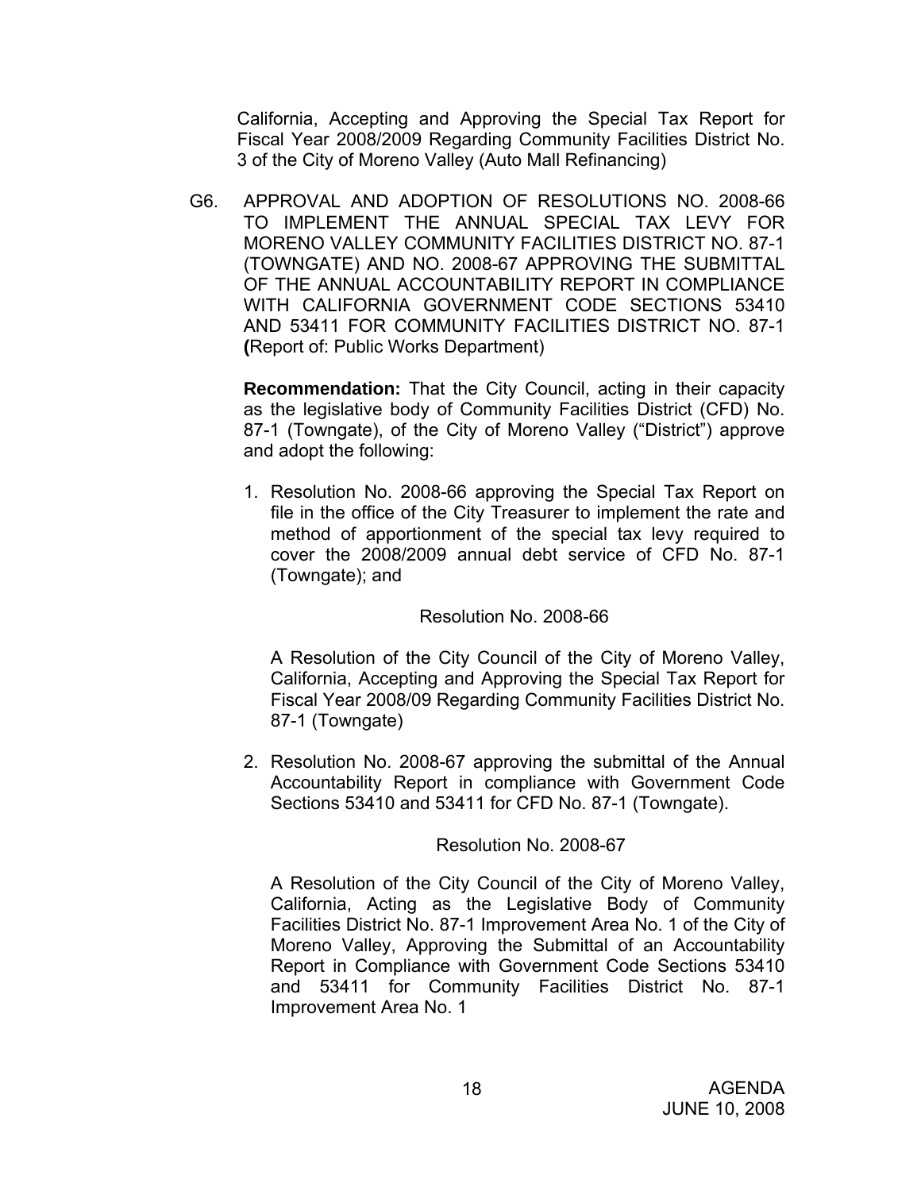California, Accepting and Approving the Special Tax Report for Fiscal Year 2008/2009 Regarding Community Facilities District No. 3 of the City of Moreno Valley (Auto Mall Refinancing)

G6. APPROVAL AND ADOPTION OF RESOLUTIONS NO. 2008-66 TO IMPLEMENT THE ANNUAL SPECIAL TAX LEVY FOR MORENO VALLEY COMMUNITY FACILITIES DISTRICT NO. 87-1 (TOWNGATE) AND NO. 2008-67 APPROVING THE SUBMITTAL OF THE ANNUAL ACCOUNTABILITY REPORT IN COMPLIANCE WITH CALIFORNIA GOVERNMENT CODE SECTIONS 53410 AND 53411 FOR COMMUNITY FACILITIES DISTRICT NO. 87-1 **(**Report of: Public Works Department)

**Recommendation:** That the City Council, acting in their capacity as the legislative body of Community Facilities District (CFD) No. 87-1 (Towngate), of the City of Moreno Valley ("District") approve and adopt the following:

1. Resolution No. 2008-66 approving the Special Tax Report on file in the office of the City Treasurer to implement the rate and method of apportionment of the special tax levy required to cover the 2008/2009 annual debt service of CFD No. 87-1 (Towngate); and

Resolution No. 2008-66

A Resolution of the City Council of the City of Moreno Valley, California, Accepting and Approving the Special Tax Report for Fiscal Year 2008/09 Regarding Community Facilities District No. 87-1 (Towngate)

2. Resolution No. 2008-67 approving the submittal of the Annual Accountability Report in compliance with Government Code Sections 53410 and 53411 for CFD No. 87-1 (Towngate).

Resolution No. 2008-67

A Resolution of the City Council of the City of Moreno Valley, California, Acting as the Legislative Body of Community Facilities District No. 87-1 Improvement Area No. 1 of the City of Moreno Valley, Approving the Submittal of an Accountability Report in Compliance with Government Code Sections 53410 and 53411 for Community Facilities District No. 87-1 Improvement Area No. 1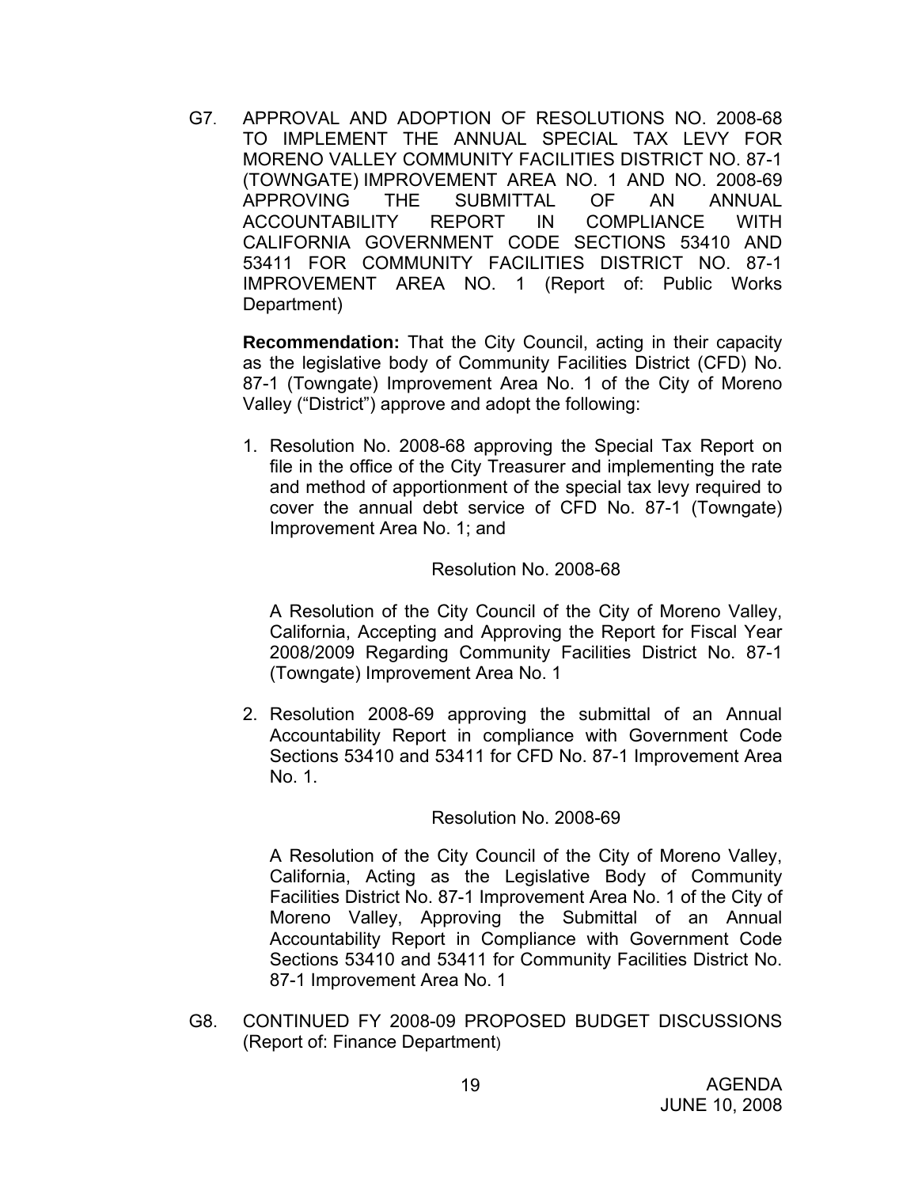G7. APPROVAL AND ADOPTION OF RESOLUTIONS NO. 2008-68 TO IMPLEMENT THE ANNUAL SPECIAL TAX LEVY FOR MORENO VALLEY COMMUNITY FACILITIES DISTRICT NO. 87-1 (TOWNGATE) IMPROVEMENT AREA NO. 1 AND NO. 2008-69 APPROVING THE SUBMITTAL OF AN ANNUAL ACCOUNTABILITY REPORT IN COMPLIANCE WITH CALIFORNIA GOVERNMENT CODE SECTIONS 53410 AND 53411 FOR COMMUNITY FACILITIES DISTRICT NO. 87-1 IMPROVEMENT AREA NO. 1 (Report of: Public Works Department)

**Recommendation:** That the City Council, acting in their capacity as the legislative body of Community Facilities District (CFD) No. 87-1 (Towngate) Improvement Area No. 1 of the City of Moreno Valley ("District") approve and adopt the following:

1. Resolution No. 2008-68 approving the Special Tax Report on file in the office of the City Treasurer and implementing the rate and method of apportionment of the special tax levy required to cover the annual debt service of CFD No. 87-1 (Towngate) Improvement Area No. 1; and

   Resolution No. 2008-68

   A Resolution of the City Council of the City of Moreno Valley, California, Accepting and Approving the Report for Fiscal Year 2008/2009 Regarding Community Facilities District No. 87-1 (Towngate) Improvement Area No. 1

2. Resolution 2008-69 approving the submittal of an Annual Accountability Report in compliance with Government Code Sections 53410 and 53411 for CFD No. 87-1 Improvement Area No. 1.

   Resolution No. 2008-69

   A Resolution of the City Council of the City of Moreno Valley, California, Acting as the Legislative Body of Community Facilities District No. 87-1 Improvement Area No. 1 of the City of Moreno Valley, Approving the Submittal of an Annual Accountability Report in Compliance with Government Code Sections 53410 and 53411 for Community Facilities District No. 87-1 Improvement Area No. 1

G8. CONTINUED FY 2008-09 PROPOSED BUDGET DISCUSSIONS (Report of: Finance Department)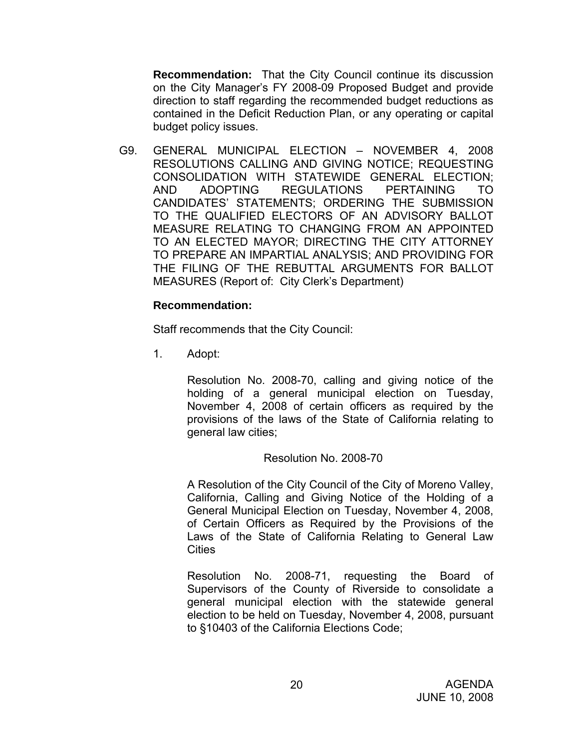**Recommendation:** That the City Council continue its discussion on the City Manager's FY 2008-09 Proposed Budget and provide direction to staff regarding the recommended budget reductions as contained in the Deficit Reduction Plan, or any operating or capital budget policy issues.

G9. GENERAL MUNICIPAL ELECTION – NOVEMBER 4, 2008 RESOLUTIONS CALLING AND GIVING NOTICE; REQUESTING CONSOLIDATION WITH STATEWIDE GENERAL ELECTION; AND ADOPTING REGULATIONS PERTAINING TO CANDIDATES' STATEMENTS; ORDERING THE SUBMISSION TO THE QUALIFIED ELECTORS OF AN ADVISORY BALLOT MEASURE RELATING TO CHANGING FROM AN APPOINTED TO AN ELECTED MAYOR; DIRECTING THE CITY ATTORNEY TO PREPARE AN IMPARTIAL ANALYSIS; AND PROVIDING FOR THE FILING OF THE REBUTTAL ARGUMENTS FOR BALLOT MEASURES (Report of: City Clerk's Department)

**Recommendation:**

Staff recommends that the City Council:

1. Adopt:

   Resolution No. 2008-70, calling and giving notice of the holding of a general municipal election on Tuesday, November 4, 2008 of certain officers as required by the provisions of the laws of the State of California relating to general law cities;

   Resolution No. 2008-70

   A Resolution of the City Council of the City of Moreno Valley, California, Calling and Giving Notice of the Holding of a General Municipal Election on Tuesday, November 4, 2008, of Certain Officers as Required by the Provisions of the Laws of the State of California Relating to General Law Cities

   Resolution No. 2008-71, requesting the Board of Supervisors of the County of Riverside to consolidate a general municipal election with the statewide general election to be held on Tuesday, November 4, 2008, pursuant to §10403 of the California Elections Code;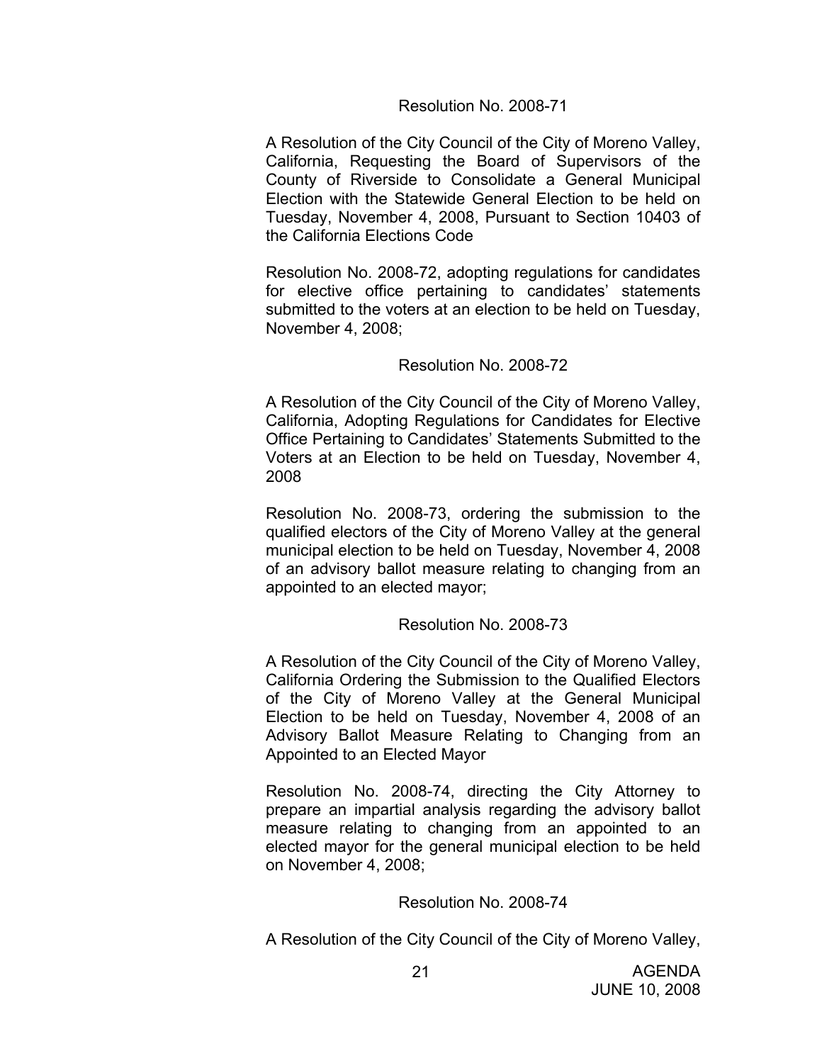Resolution No. 2008-71

A Resolution of the City Council of the City of Moreno Valley, California, Requesting the Board of Supervisors of the County of Riverside to Consolidate a General Municipal Election with the Statewide General Election to be held on Tuesday, November 4, 2008, Pursuant to Section 10403 of the California Elections Code

Resolution No. 2008-72, adopting regulations for candidates for elective office pertaining to candidates' statements submitted to the voters at an election to be held on Tuesday, November 4, 2008;

Resolution No. 2008-72

A Resolution of the City Council of the City of Moreno Valley, California, Adopting Regulations for Candidates for Elective Office Pertaining to Candidates' Statements Submitted to the Voters at an Election to be held on Tuesday, November 4, 2008

Resolution No. 2008-73, ordering the submission to the qualified electors of the City of Moreno Valley at the general municipal election to be held on Tuesday, November 4, 2008 of an advisory ballot measure relating to changing from an appointed to an elected mayor;

Resolution No. 2008-73

A Resolution of the City Council of the City of Moreno Valley, California Ordering the Submission to the Qualified Electors of the City of Moreno Valley at the General Municipal Election to be held on Tuesday, November 4, 2008 of an Advisory Ballot Measure Relating to Changing from an Appointed to an Elected Mayor

Resolution No. 2008-74, directing the City Attorney to prepare an impartial analysis regarding the advisory ballot measure relating to changing from an appointed to an elected mayor for the general municipal election to be held on November 4, 2008;

Resolution No. 2008-74

A Resolution of the City Council of the City of Moreno Valley,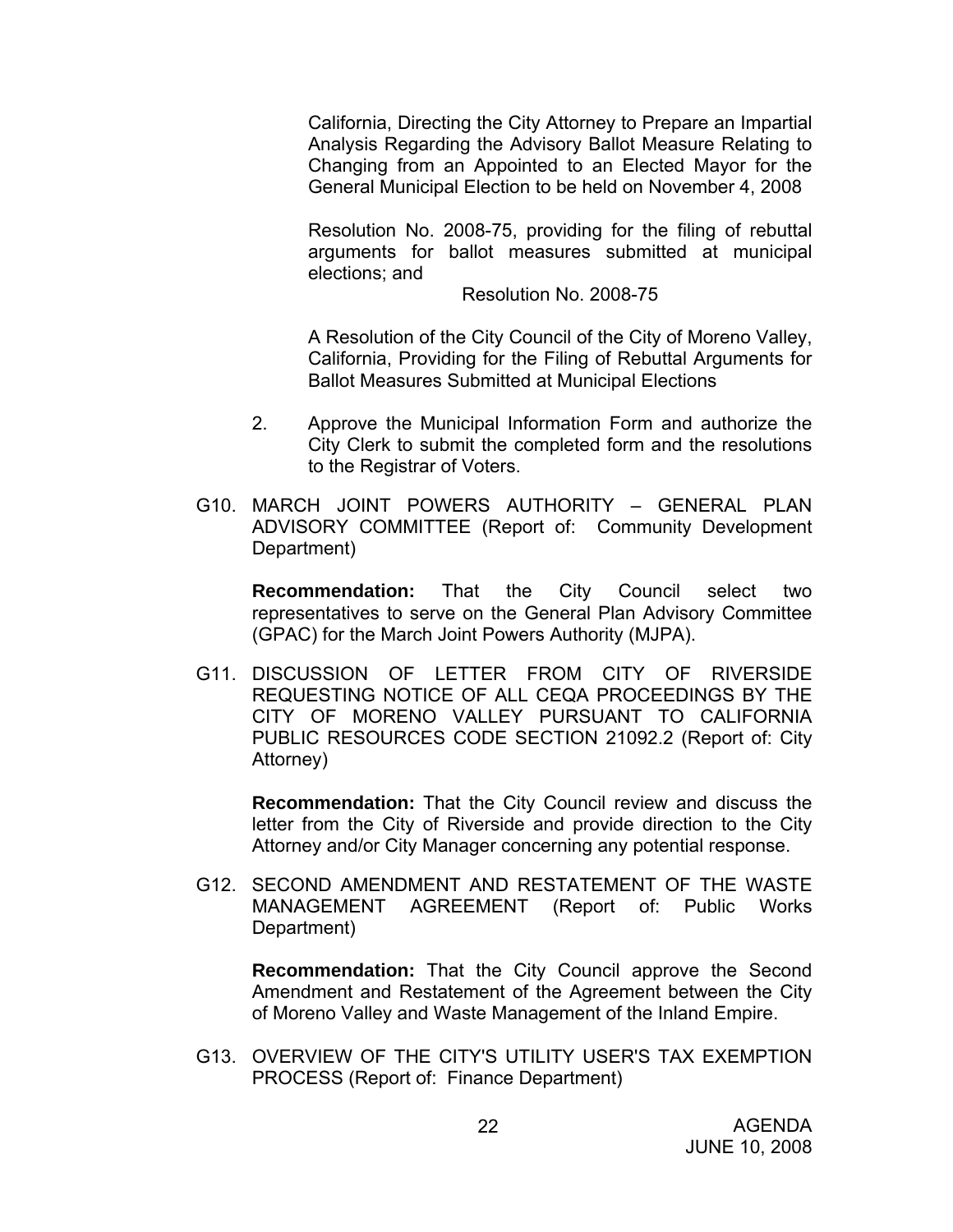California, Directing the City Attorney to Prepare an Impartial Analysis Regarding the Advisory Ballot Measure Relating to Changing from an Appointed to an Elected Mayor for the General Municipal Election to be held on November 4, 2008

Resolution No. 2008-75, providing for the filing of rebuttal arguments for ballot measures submitted at municipal elections; and

Resolution No. 2008-75

A Resolution of the City Council of the City of Moreno Valley, California, Providing for the Filing of Rebuttal Arguments for Ballot Measures Submitted at Municipal Elections

2. Approve the Municipal Information Form and authorize the City Clerk to submit the completed form and the resolutions to the Registrar of Voters.

G10. MARCH JOINT POWERS AUTHORITY – GENERAL PLAN ADVISORY COMMITTEE (Report of: Community Development Department)

**Recommendation:** That the City Council select two representatives to serve on the General Plan Advisory Committee (GPAC) for the March Joint Powers Authority (MJPA).

G11. DISCUSSION OF LETTER FROM CITY OF RIVERSIDE REQUESTING NOTICE OF ALL CEQA PROCEEDINGS BY THE CITY OF MORENO VALLEY PURSUANT TO CALIFORNIA PUBLIC RESOURCES CODE SECTION 21092.2 (Report of: City Attorney)

**Recommendation:** That the City Council review and discuss the letter from the City of Riverside and provide direction to the City Attorney and/or City Manager concerning any potential response.

G12. SECOND AMENDMENT AND RESTATEMENT OF THE WASTE MANAGEMENT AGREEMENT (Report of: Public Works Department)

**Recommendation:** That the City Council approve the Second Amendment and Restatement of the Agreement between the City of Moreno Valley and Waste Management of the Inland Empire.

G13. OVERVIEW OF THE CITY'S UTILITY USER'S TAX EXEMPTION PROCESS (Report of: Finance Department)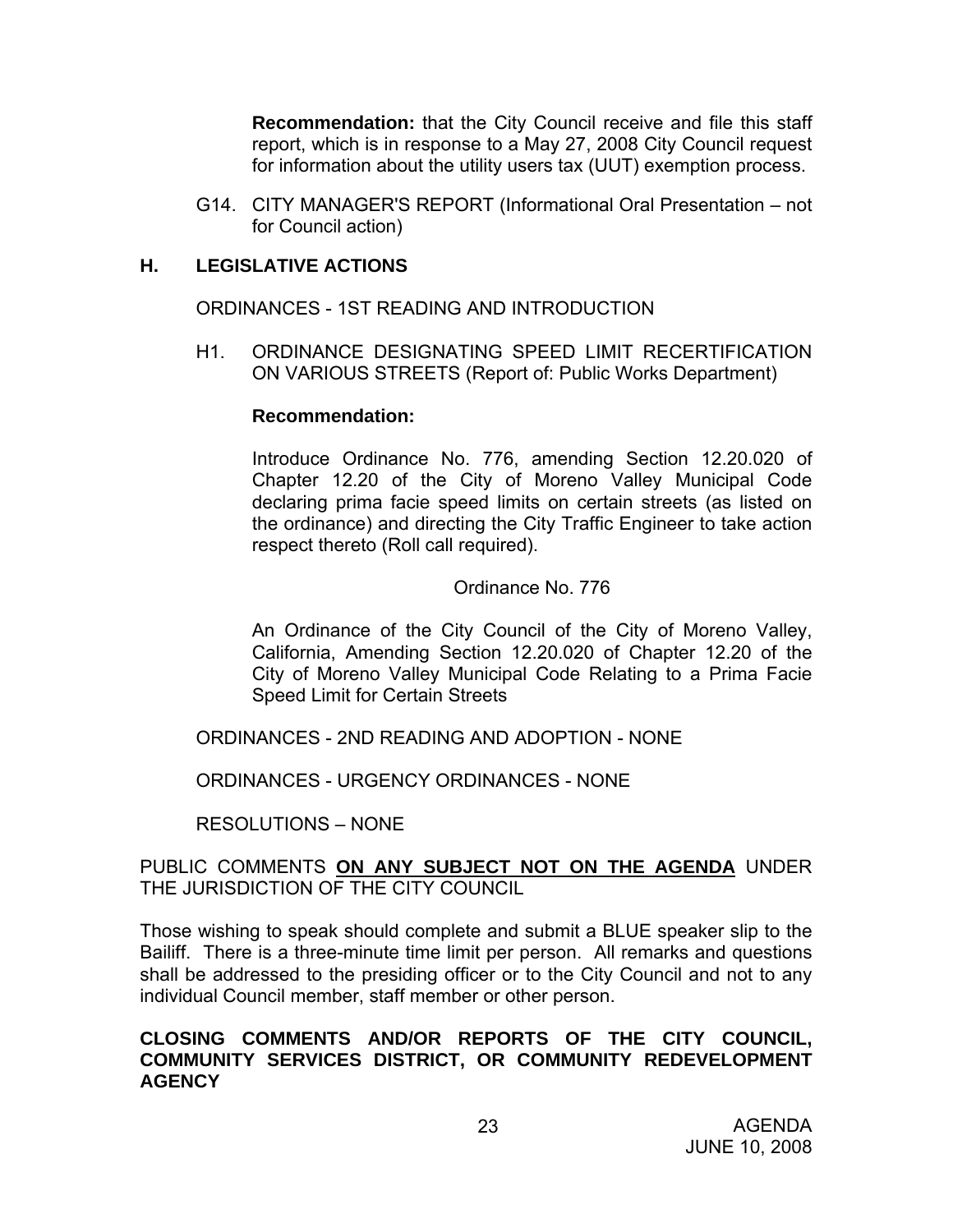**Recommendation:** that the City Council receive and file this staff report, which is in response to a May 27, 2008 City Council request for information about the utility users tax (UUT) exemption process.

G14. CITY MANAGER'S REPORT (Informational Oral Presentation – not for Council action)

## H. LEGISLATIVE ACTIONS

ORDINANCES - 1ST READING AND INTRODUCTION

H1. ORDINANCE DESIGNATING SPEED LIMIT RECERTIFICATION ON VARIOUS STREETS (Report of: Public Works Department)

**Recommendation:**

Introduce Ordinance No. 776, amending Section 12.20.020 of Chapter 12.20 of the City of Moreno Valley Municipal Code declaring prima facie speed limits on certain streets (as listed on the ordinance) and directing the City Traffic Engineer to take action respect thereto (Roll call required).

Ordinance No. 776

An Ordinance of the City Council of the City of Moreno Valley, California, Amending Section 12.20.020 of Chapter 12.20 of the City of Moreno Valley Municipal Code Relating to a Prima Facie Speed Limit for Certain Streets

ORDINANCES - 2ND READING AND ADOPTION - NONE

ORDINANCES - URGENCY ORDINANCES - NONE

RESOLUTIONS – NONE

PUBLIC COMMENTS **ON ANY SUBJECT NOT ON THE AGENDA** UNDER THE JURISDICTION OF THE CITY COUNCIL

Those wishing to speak should complete and submit a BLUE speaker slip to the Bailiff. There is a three-minute time limit per person. All remarks and questions shall be addressed to the presiding officer or to the City Council and not to any individual Council member, staff member or other person.

**CLOSING COMMENTS AND/OR REPORTS OF THE CITY COUNCIL, COMMUNITY SERVICES DISTRICT, OR COMMUNITY REDEVELOPMENT AGENCY**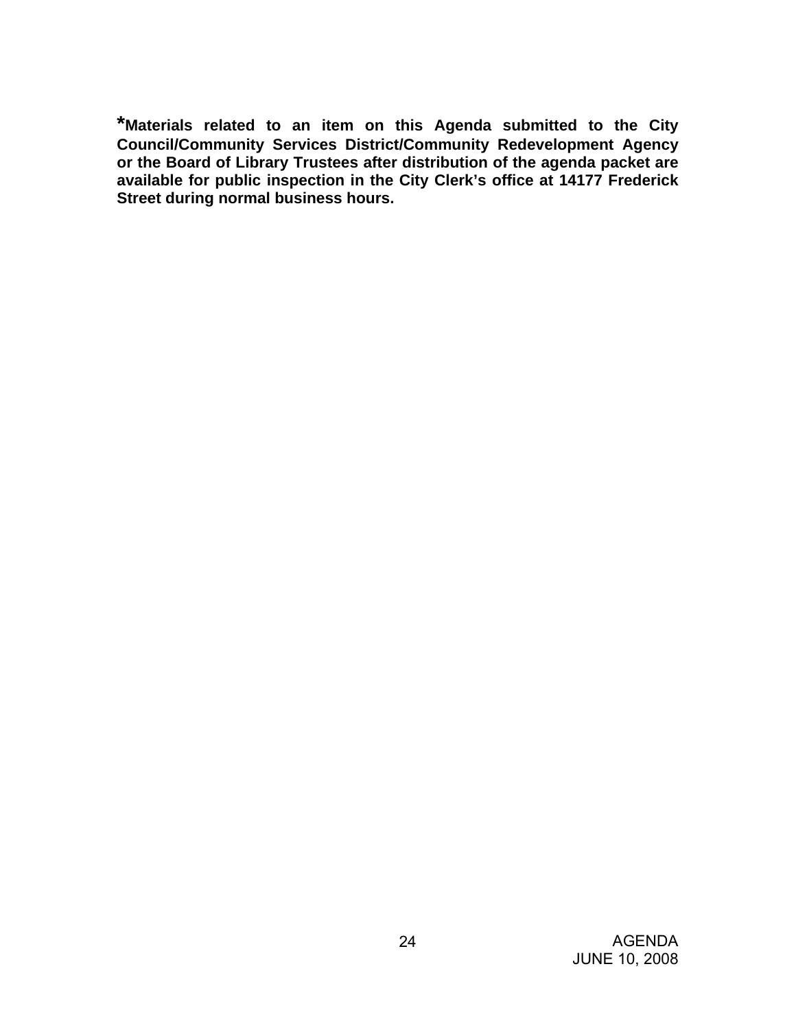***Materials related to an item on this Agenda submitted to the City Council/Community Services District/Community Redevelopment Agency or the Board of Library Trustees after distribution of the agenda packet are available for public inspection in the City Clerk's office at 14177 Frederick Street during normal business hours.**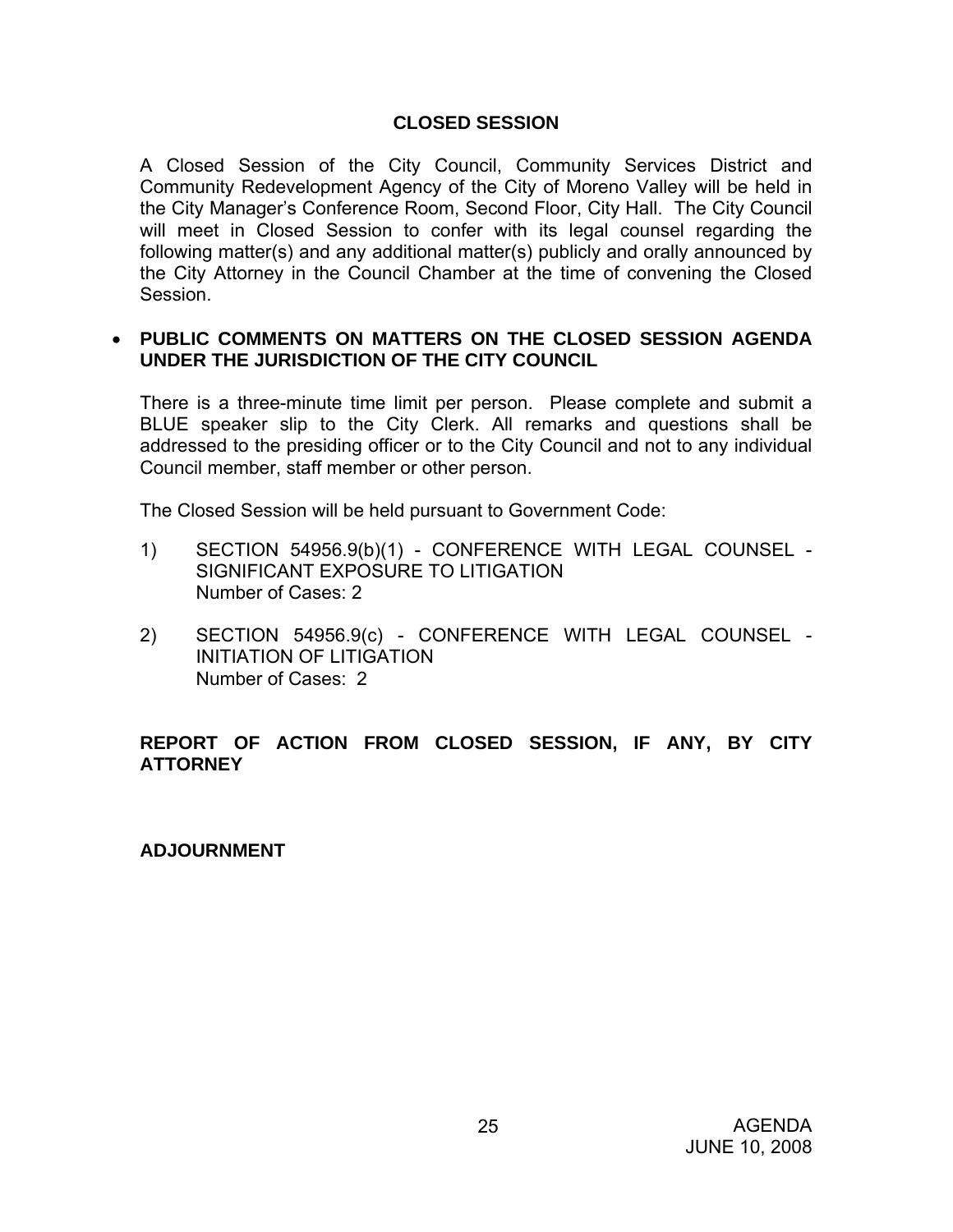## CLOSED SESSION

A Closed Session of the City Council, Community Services District and Community Redevelopment Agency of the City of Moreno Valley will be held in the City Manager's Conference Room, Second Floor, City Hall. The City Council will meet in Closed Session to confer with its legal counsel regarding the following matter(s) and any additional matter(s) publicly and orally announced by the City Attorney in the Council Chamber at the time of convening the Closed Session.

- **PUBLIC COMMENTS ON MATTERS ON THE CLOSED SESSION AGENDA UNDER THE JURISDICTION OF THE CITY COUNCIL**

  There is a three-minute time limit per person. Please complete and submit a BLUE speaker slip to the City Clerk. All remarks and questions shall be addressed to the presiding officer or to the City Council and not to any individual Council member, staff member or other person.

  The Closed Session will be held pursuant to Government Code:

  1) SECTION 54956.9(b)(1) - CONFERENCE WITH LEGAL COUNSEL - SIGNIFICANT EXPOSURE TO LITIGATION
     Number of Cases: 2

  2) SECTION 54956.9(c) - CONFERENCE WITH LEGAL COUNSEL - INITIATION OF LITIGATION
     Number of Cases: 2

**REPORT OF ACTION FROM CLOSED SESSION, IF ANY, BY CITY ATTORNEY**

**ADJOURNMENT**